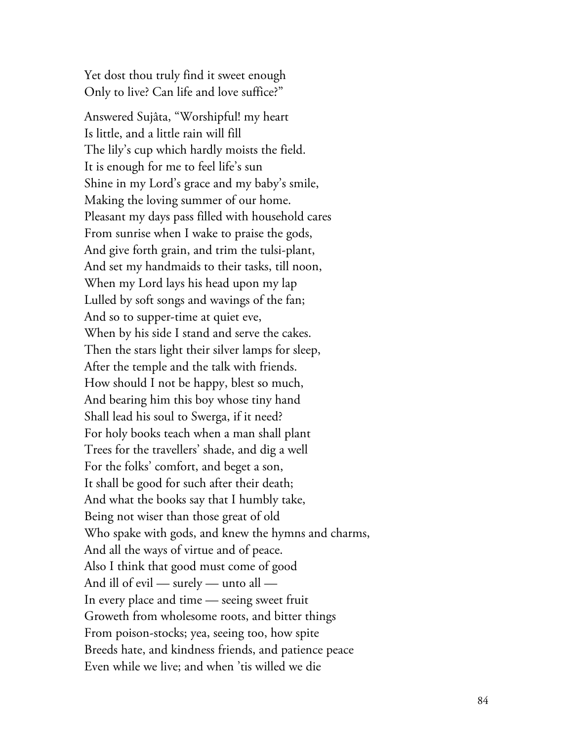Yet dost thou truly find it sweet enough
Only to live? Can life and love suffice?"

Answered Sujâta, "Worshipful! my heart
Is little, and a little rain will fill
The lily's cup which hardly moists the field.
It is enough for me to feel life's sun
Shine in my Lord's grace and my baby's smile,
Making the loving summer of our home.
Pleasant my days pass filled with household cares
From sunrise when I wake to praise the gods,
And give forth grain, and trim the tulsi-plant,
And set my handmaids to their tasks, till noon,
When my Lord lays his head upon my lap
Lulled by soft songs and wavings of the fan;
And so to supper-time at quiet eve,
When by his side I stand and serve the cakes.
Then the stars light their silver lamps for sleep,
After the temple and the talk with friends.
How should I not be happy, blest so much,
And bearing him this boy whose tiny hand
Shall lead his soul to Swerga, if it need?
For holy books teach when a man shall plant
Trees for the travellers' shade, and dig a well
For the folks' comfort, and beget a son,
It shall be good for such after their death;
And what the books say that I humbly take,
Being not wiser than those great of old
Who spake with gods, and knew the hymns and charms,
And all the ways of virtue and of peace.
Also I think that good must come of good
And ill of evil — surely — unto all —
In every place and time — seeing sweet fruit
Groweth from wholesome roots, and bitter things
From poison-stocks; yea, seeing too, how spite
Breeds hate, and kindness friends, and patience peace
Even while we live; and when 'tis willed we die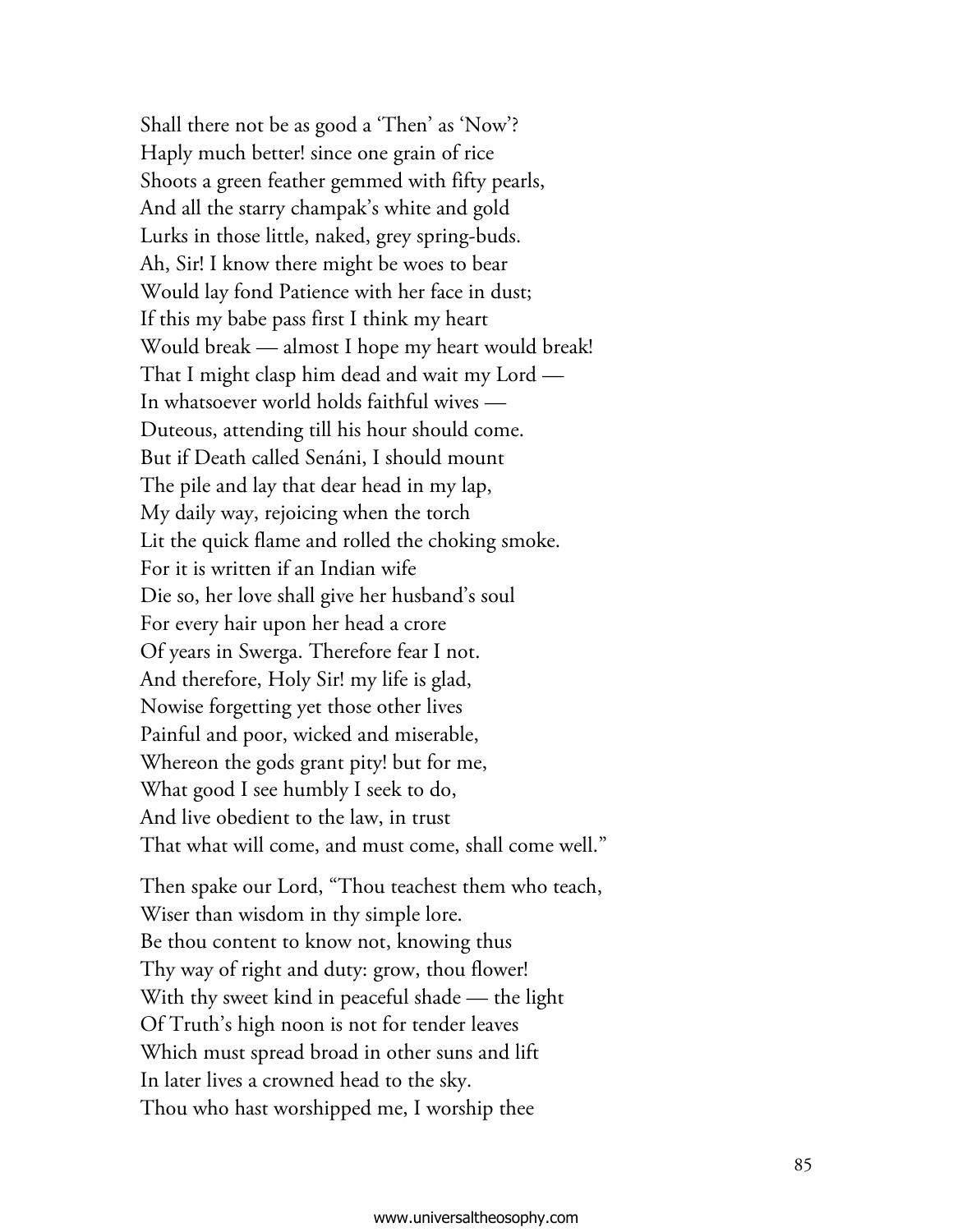Shall there not be as good a 'Then' as 'Now'?
Haply much better! since one grain of rice
Shoots a green feather gemmed with fifty pearls,
And all the starry champak's white and gold
Lurks in those little, naked, grey spring-buds.
Ah, Sir! I know there might be woes to bear
Would lay fond Patience with her face in dust;
If this my babe pass first I think my heart
Would break — almost I hope my heart would break!
That I might clasp him dead and wait my Lord —
In whatsoever world holds faithful wives —
Duteous, attending till his hour should come.
But if Death called Senáni, I should mount
The pile and lay that dear head in my lap,
My daily way, rejoicing when the torch
Lit the quick flame and rolled the choking smoke.
For it is written if an Indian wife
Die so, her love shall give her husband's soul
For every hair upon her head a crore
Of years in Swerga. Therefore fear I not.
And therefore, Holy Sir! my life is glad,
Nowise forgetting yet those other lives
Painful and poor, wicked and miserable,
Whereon the gods grant pity! but for me,
What good I see humbly I seek to do,
And live obedient to the law, in trust
That what will come, and must come, shall come well."

Then spake our Lord, "Thou teachest them who teach,
Wiser than wisdom in thy simple lore.
Be thou content to know not, knowing thus
Thy way of right and duty: grow, thou flower!
With thy sweet kind in peaceful shade — the light
Of Truth's high noon is not for tender leaves
Which must spread broad in other suns and lift
In later lives a crowned head to the sky.
Thou who hast worshipped me, I worship thee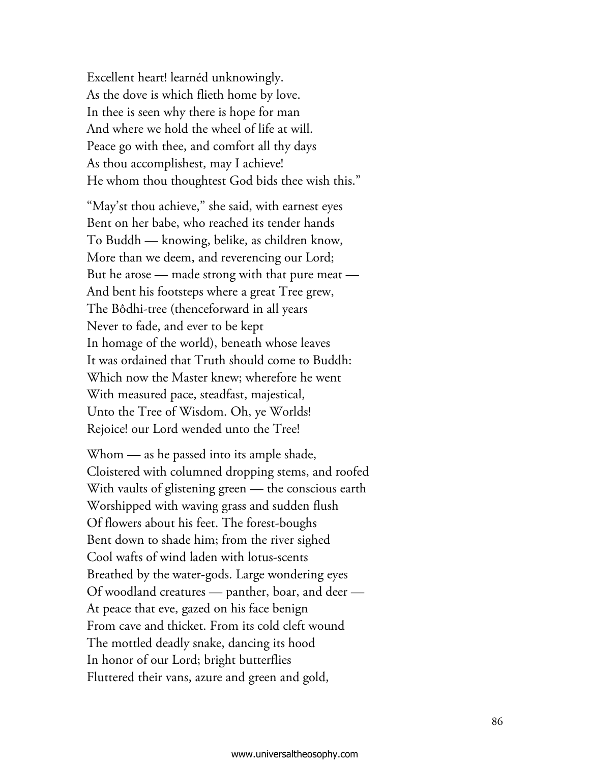Excellent heart! learnéd unknowingly.
As the dove is which flieth home by love.
In thee is seen why there is hope for man
And where we hold the wheel of life at will.
Peace go with thee, and comfort all thy days
As thou accomplishest, may I achieve!
He whom thou thoughtest God bids thee wish this."

"May'st thou achieve," she said, with earnest eyes
Bent on her babe, who reached its tender hands
To Buddh — knowing, belike, as children know,
More than we deem, and reverencing our Lord;
But he arose — made strong with that pure meat —
And bent his footsteps where a great Tree grew,
The Bôdhi-tree (thenceforward in all years
Never to fade, and ever to be kept
In homage of the world), beneath whose leaves
It was ordained that Truth should come to Buddh:
Which now the Master knew; wherefore he went
With measured pace, steadfast, majestical,
Unto the Tree of Wisdom. Oh, ye Worlds!
Rejoice! our Lord wended unto the Tree!

Whom — as he passed into its ample shade,
Cloistered with columned dropping stems, and roofed
With vaults of glistening green — the conscious earth
Worshipped with waving grass and sudden flush
Of flowers about his feet. The forest-boughs
Bent down to shade him; from the river sighed
Cool wafts of wind laden with lotus-scents
Breathed by the water-gods. Large wondering eyes
Of woodland creatures — panther, boar, and deer —
At peace that eve, gazed on his face benign
From cave and thicket. From its cold cleft wound
The mottled deadly snake, dancing its hood
In honor of our Lord; bright butterflies
Fluttered their vans, azure and green and gold,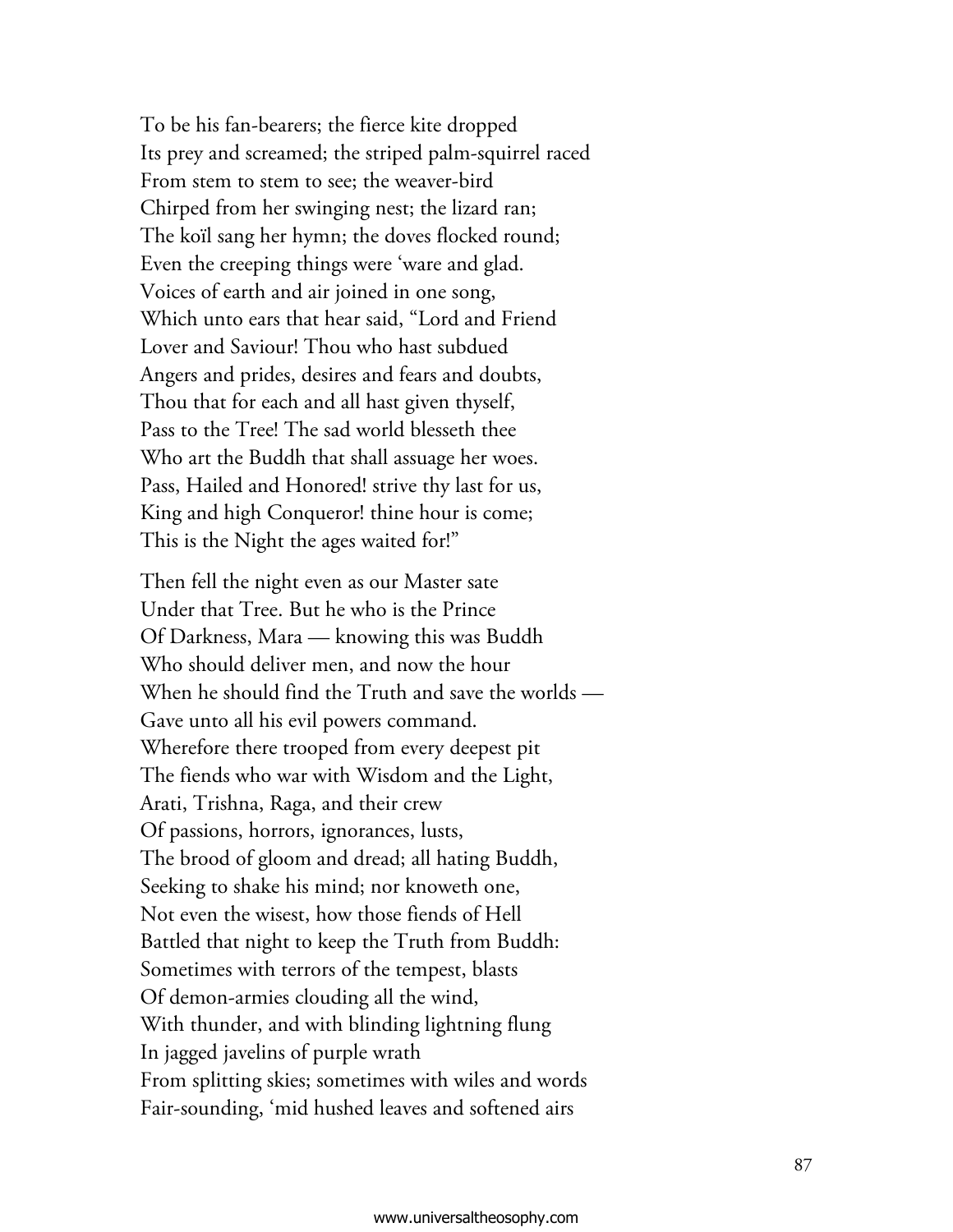To be his fan-bearers; the fierce kite dropped
Its prey and screamed; the striped palm-squirrel raced
From stem to stem to see; the weaver-bird
Chirped from her swinging nest; the lizard ran;
The koïl sang her hymn; the doves flocked round;
Even the creeping things were 'ware and glad.
Voices of earth and air joined in one song,
Which unto ears that hear said, "Lord and Friend
Lover and Saviour! Thou who hast subdued
Angers and prides, desires and fears and doubts,
Thou that for each and all hast given thyself,
Pass to the Tree! The sad world blesseth thee
Who art the Buddh that shall assuage her woes.
Pass, Hailed and Honored! strive thy last for us,
King and high Conqueror! thine hour is come;
This is the Night the ages waited for!"

Then fell the night even as our Master sate
Under that Tree. But he who is the Prince
Of Darkness, Mara — knowing this was Buddh
Who should deliver men, and now the hour
When he should find the Truth and save the worlds —
Gave unto all his evil powers command.
Wherefore there trooped from every deepest pit
The fiends who war with Wisdom and the Light,
Arati, Trishna, Raga, and their crew
Of passions, horrors, ignorances, lusts,
The brood of gloom and dread; all hating Buddh,
Seeking to shake his mind; nor knoweth one,
Not even the wisest, how those fiends of Hell
Battled that night to keep the Truth from Buddh:
Sometimes with terrors of the tempest, blasts
Of demon-armies clouding all the wind,
With thunder, and with blinding lightning flung
In jagged javelins of purple wrath
From splitting skies; sometimes with wiles and words
Fair-sounding, 'mid hushed leaves and softened airs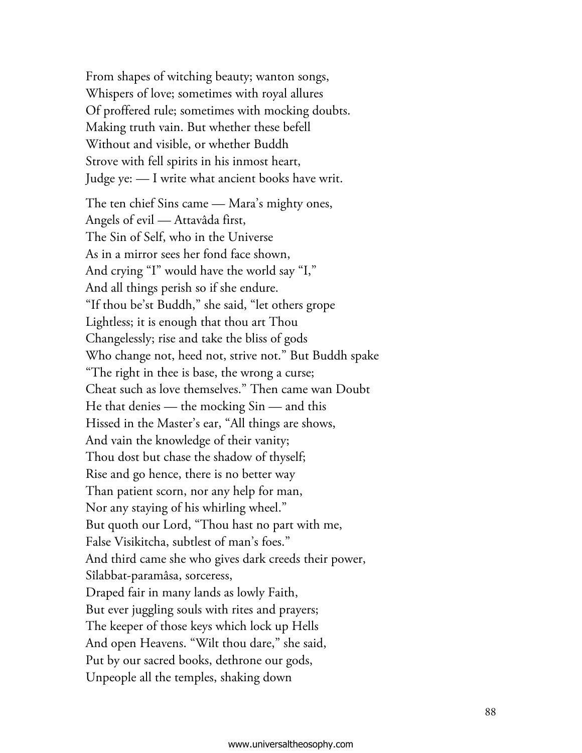From shapes of witching beauty; wanton songs,
Whispers of love; sometimes with royal allures
Of proffered rule; sometimes with mocking doubts.
Making truth vain. But whether these befell
Without and visible, or whether Buddh
Strove with fell spirits in his inmost heart,
Judge ye: — I write what ancient books have writ.

The ten chief Sins came — Mara's mighty ones,
Angels of evil — Attavâda first,
The Sin of Self, who in the Universe
As in a mirror sees her fond face shown,
And crying "I" would have the world say "I,"
And all things perish so if she endure.
"If thou be'st Buddh," she said, "let others grope
Lightless; it is enough that thou art Thou
Changelessly; rise and take the bliss of gods
Who change not, heed not, strive not." But Buddh spake
"The right in thee is base, the wrong a curse;
Cheat such as love themselves." Then came wan Doubt
He that denies — the mocking Sin — and this
Hissed in the Master's ear, "All things are shows,
And vain the knowledge of their vanity;
Thou dost but chase the shadow of thyself;
Rise and go hence, there is no better way
Than patient scorn, nor any help for man,
Nor any staying of his whirling wheel."
But quoth our Lord, "Thou hast no part with me,
False Visikitcha, subtlest of man's foes."
And third came she who gives dark creeds their power,
Sîlabbat-paramâsa, sorceress,
Draped fair in many lands as lowly Faith,
But ever juggling souls with rites and prayers;
The keeper of those keys which lock up Hells
And open Heavens. "Wilt thou dare," she said,
Put by our sacred books, dethrone our gods,
Unpeople all the temples, shaking down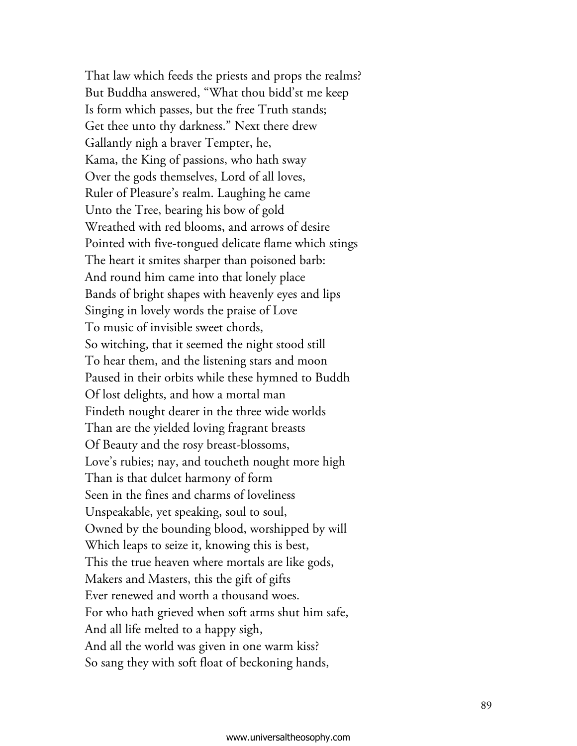That law which feeds the priests and props the realms?
But Buddha answered, "What thou bidd'st me keep
Is form which passes, but the free Truth stands;
Get thee unto thy darkness." Next there drew
Gallantly nigh a braver Tempter, he,
Kama, the King of passions, who hath sway
Over the gods themselves, Lord of all loves,
Ruler of Pleasure's realm. Laughing he came
Unto the Tree, bearing his bow of gold
Wreathed with red blooms, and arrows of desire
Pointed with five-tongued delicate flame which stings
The heart it smites sharper than poisoned barb:
And round him came into that lonely place
Bands of bright shapes with heavenly eyes and lips
Singing in lovely words the praise of Love
To music of invisible sweet chords,
So witching, that it seemed the night stood still
To hear them, and the listening stars and moon
Paused in their orbits while these hymned to Buddh
Of lost delights, and how a mortal man
Findeth nought dearer in the three wide worlds
Than are the yielded loving fragrant breasts
Of Beauty and the rosy breast-blossoms,
Love's rubies; nay, and toucheth nought more high
Than is that dulcet harmony of form
Seen in the fines and charms of loveliness
Unspeakable, yet speaking, soul to soul,
Owned by the bounding blood, worshipped by will
Which leaps to seize it, knowing this is best,
This the true heaven where mortals are like gods,
Makers and Masters, this the gift of gifts
Ever renewed and worth a thousand woes.
For who hath grieved when soft arms shut him safe,
And all life melted to a happy sigh,
And all the world was given in one warm kiss?
So sang they with soft float of beckoning hands,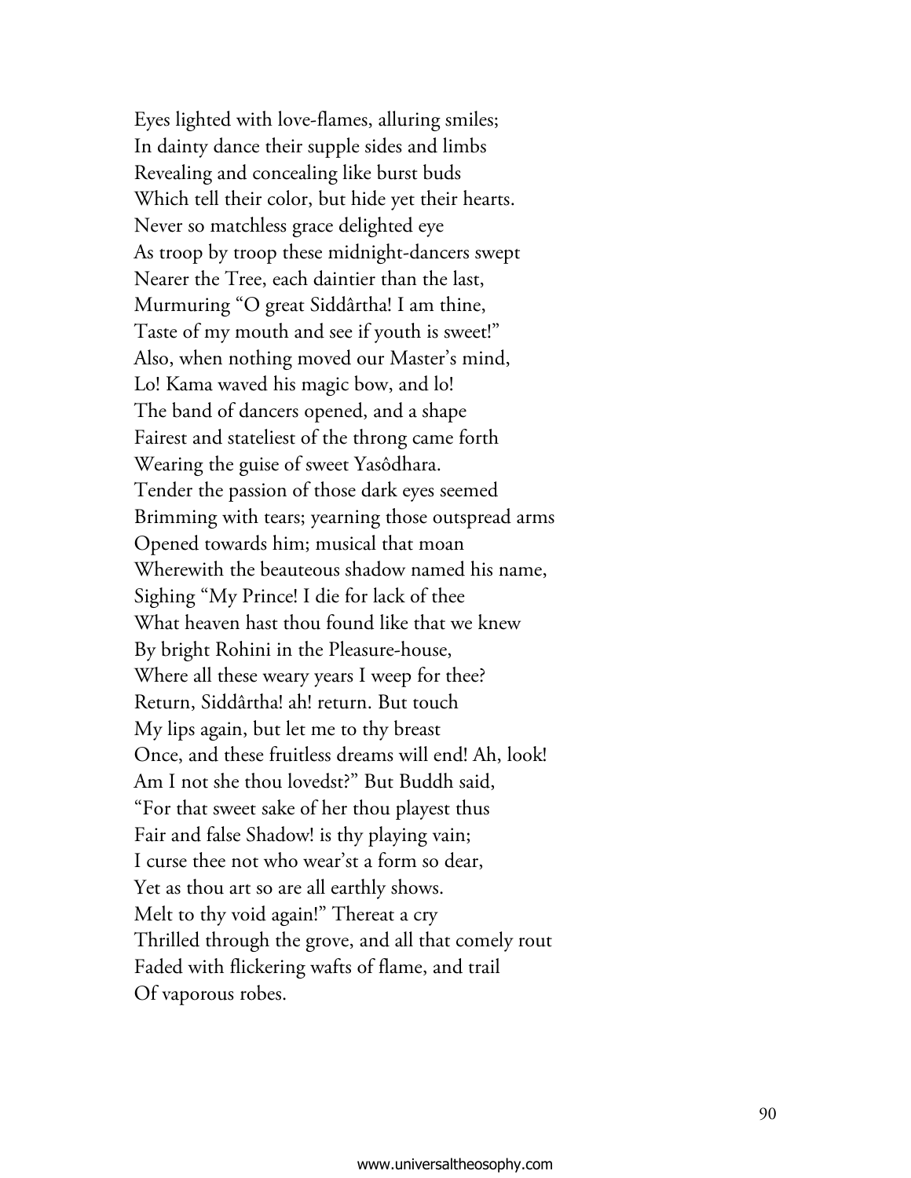Eyes lighted with love-flames, alluring smiles;
In dainty dance their supple sides and limbs
Revealing and concealing like burst buds
Which tell their color, but hide yet their hearts.
Never so matchless grace delighted eye
As troop by troop these midnight-dancers swept
Nearer the Tree, each daintier than the last,
Murmuring "O great Siddârtha! I am thine,
Taste of my mouth and see if youth is sweet!"
Also, when nothing moved our Master's mind,
Lo! Kama waved his magic bow, and lo!
The band of dancers opened, and a shape
Fairest and stateliest of the throng came forth
Wearing the guise of sweet Yasôdhara.
Tender the passion of those dark eyes seemed
Brimming with tears; yearning those outspread arms
Opened towards him; musical that moan
Wherewith the beauteous shadow named his name,
Sighing "My Prince! I die for lack of thee
What heaven hast thou found like that we knew
By bright Rohini in the Pleasure-house,
Where all these weary years I weep for thee?
Return, Siddârtha! ah! return. But touch
My lips again, but let me to thy breast
Once, and these fruitless dreams will end! Ah, look!
Am I not she thou lovedst?" But Buddh said,
"For that sweet sake of her thou playest thus
Fair and false Shadow! is thy playing vain;
I curse thee not who wear'st a form so dear,
Yet as thou art so are all earthly shows.
Melt to thy void again!" Thereat a cry
Thrilled through the grove, and all that comely rout
Faded with flickering wafts of flame, and trail
Of vaporous robes.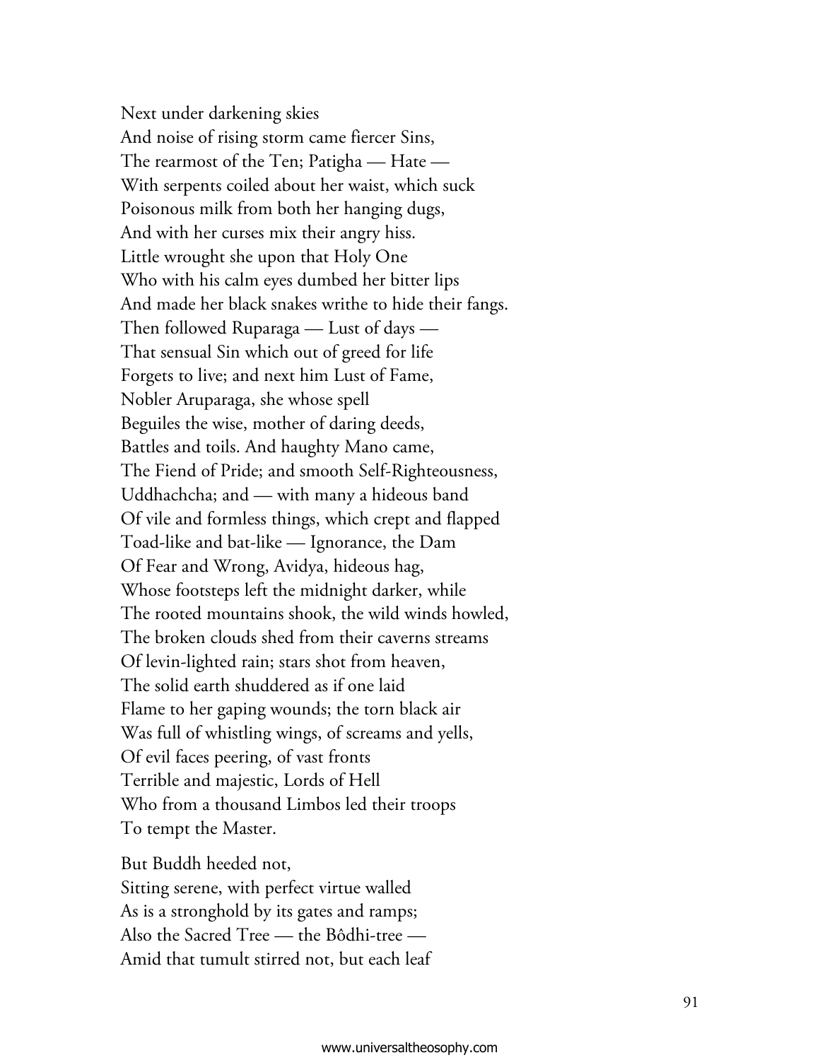Next under darkening skies  
And noise of rising storm came fiercer Sins,  
The rearmost of the Ten; Patigha — Hate —  
With serpents coiled about her waist, which suck  
Poisonous milk from both her hanging dugs,  
And with her curses mix their angry hiss.  
Little wrought she upon that Holy One  
Who with his calm eyes dumbed her bitter lips  
And made her black snakes writhe to hide their fangs.  
Then followed Ruparaga — Lust of days —  
That sensual Sin which out of greed for life  
Forgets to live; and next him Lust of Fame,  
Nobler Aruparaga, she whose spell  
Beguiles the wise, mother of daring deeds,  
Battles and toils. And haughty Mano came,  
The Fiend of Pride; and smooth Self-Righteousness,  
Uddhachcha; and — with many a hideous band  
Of vile and formless things, which crept and flapped  
Toad-like and bat-like — Ignorance, the Dam  
Of Fear and Wrong, Avidya, hideous hag,  
Whose footsteps left the midnight darker, while  
The rooted mountains shook, the wild winds howled,  
The broken clouds shed from their caverns streams  
Of levin-lighted rain; stars shot from heaven,  
The solid earth shuddered as if one laid  
Flame to her gaping wounds; the torn black air  
Was full of whistling wings, of screams and yells,  
Of evil faces peering, of vast fronts  
Terrible and majestic, Lords of Hell  
Who from a thousand Limbos led their troops  
To tempt the Master.

But Buddh heeded not,  
Sitting serene, with perfect virtue walled  
As is a stronghold by its gates and ramps;  
Also the Sacred Tree — the Bôdhi-tree —  
Amid that tumult stirred not, but each leaf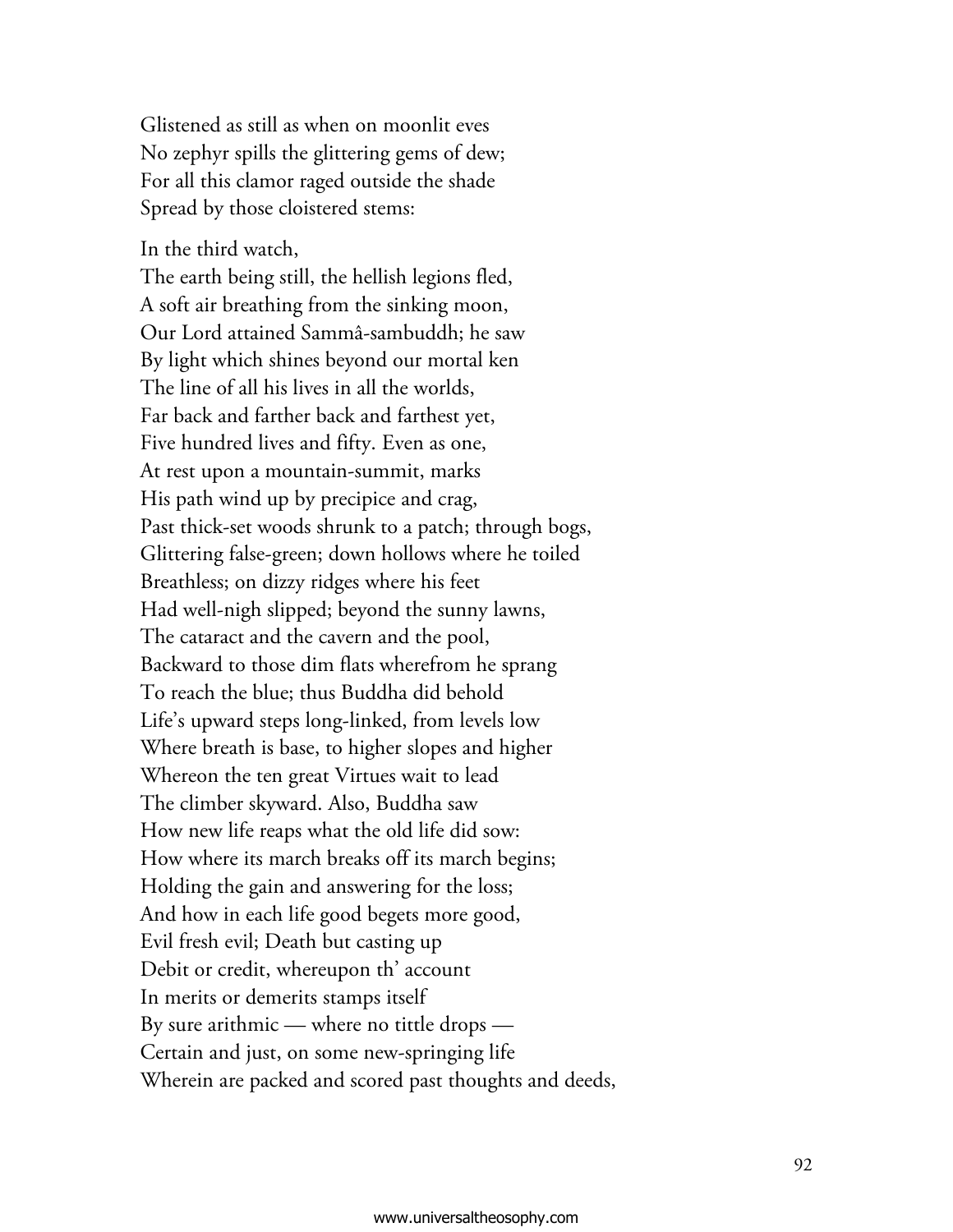Glistened as still as when on moonlit eves
No zephyr spills the glittering gems of dew;
For all this clamor raged outside the shade
Spread by those cloistered stems:

In the third watch,
The earth being still, the hellish legions fled,
A soft air breathing from the sinking moon,
Our Lord attained Sammâ-sambuddh; he saw
By light which shines beyond our mortal ken
The line of all his lives in all the worlds,
Far back and farther back and farthest yet,
Five hundred lives and fifty. Even as one,
At rest upon a mountain-summit, marks
His path wind up by precipice and crag,
Past thick-set woods shrunk to a patch; through bogs,
Glittering false-green; down hollows where he toiled
Breathless; on dizzy ridges where his feet
Had well-nigh slipped; beyond the sunny lawns,
The cataract and the cavern and the pool,
Backward to those dim flats wherefrom he sprang
To reach the blue; thus Buddha did behold
Life's upward steps long-linked, from levels low
Where breath is base, to higher slopes and higher
Whereon the ten great Virtues wait to lead
The climber skyward. Also, Buddha saw
How new life reaps what the old life did sow:
How where its march breaks off its march begins;
Holding the gain and answering for the loss;
And how in each life good begets more good,
Evil fresh evil; Death but casting up
Debit or credit, whereupon th' account
In merits or demerits stamps itself
By sure arithmic — where no tittle drops —
Certain and just, on some new-springing life
Wherein are packed and scored past thoughts and deeds,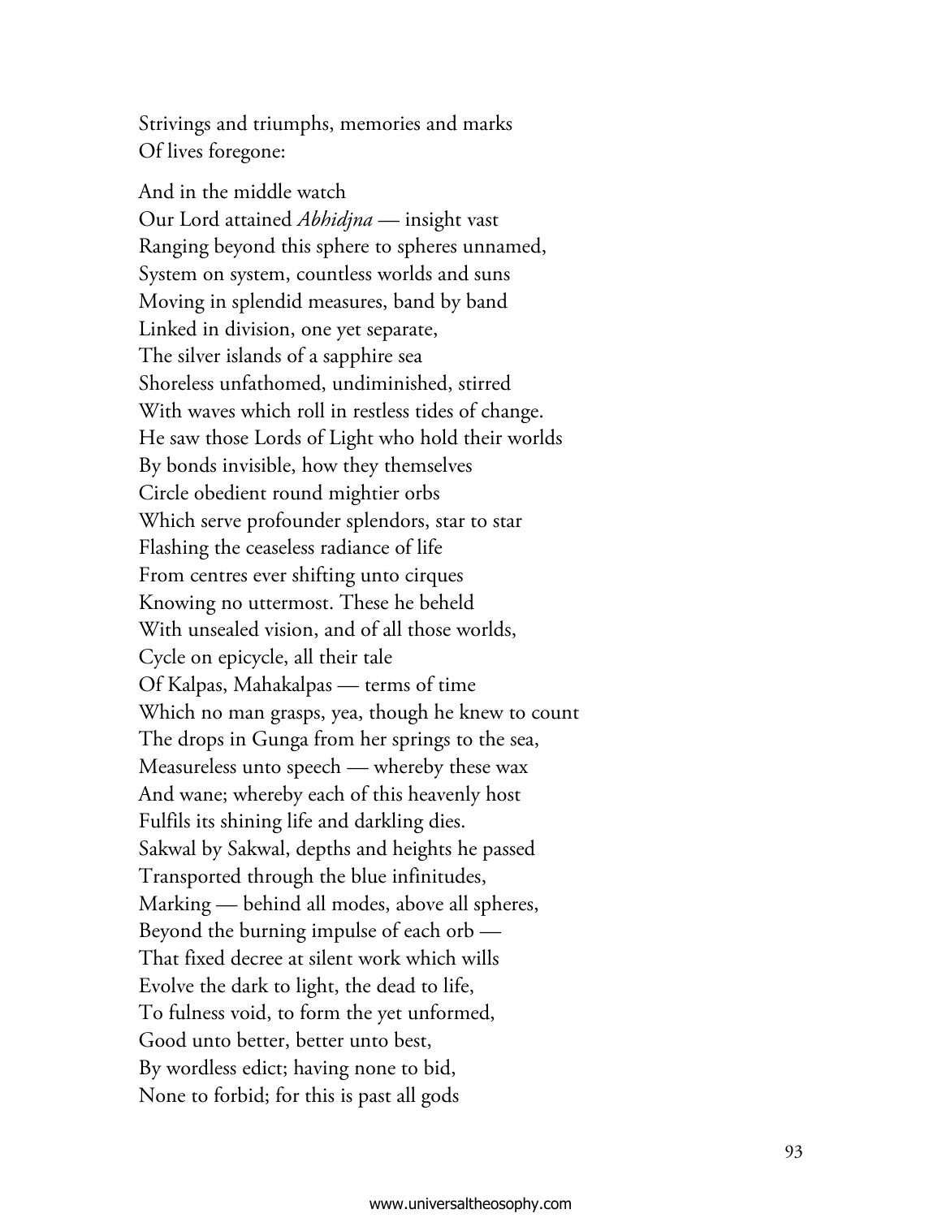Strivings and triumphs, memories and marks  
Of lives foregone:

And in the middle watch  
Our Lord attained *Abhidjna* — insight vast  
Ranging beyond this sphere to spheres unnamed,  
System on system, countless worlds and suns  
Moving in splendid measures, band by band  
Linked in division, one yet separate,  
The silver islands of a sapphire sea  
Shoreless unfathomed, undiminished, stirred  
With waves which roll in restless tides of change.  
He saw those Lords of Light who hold their worlds  
By bonds invisible, how they themselves  
Circle obedient round mightier orbs  
Which serve profounder splendors, star to star  
Flashing the ceaseless radiance of life  
From centres ever shifting unto cirques  
Knowing no uttermost. These he beheld  
With unsealed vision, and of all those worlds,  
Cycle on epicycle, all their tale  
Of Kalpas, Mahakalpas — terms of time  
Which no man grasps, yea, though he knew to count  
The drops in Gunga from her springs to the sea,  
Measureless unto speech — whereby these wax  
And wane; whereby each of this heavenly host  
Fulfils its shining life and darkling dies.  
Sakwal by Sakwal, depths and heights he passed  
Transported through the blue infinitudes,  
Marking — behind all modes, above all spheres,  
Beyond the burning impulse of each orb —  
That fixed decree at silent work which wills  
Evolve the dark to light, the dead to life,  
To fulness void, to form the yet unformed,  
Good unto better, better unto best,  
By wordless edict; having none to bid,  
None to forbid; for this is past all gods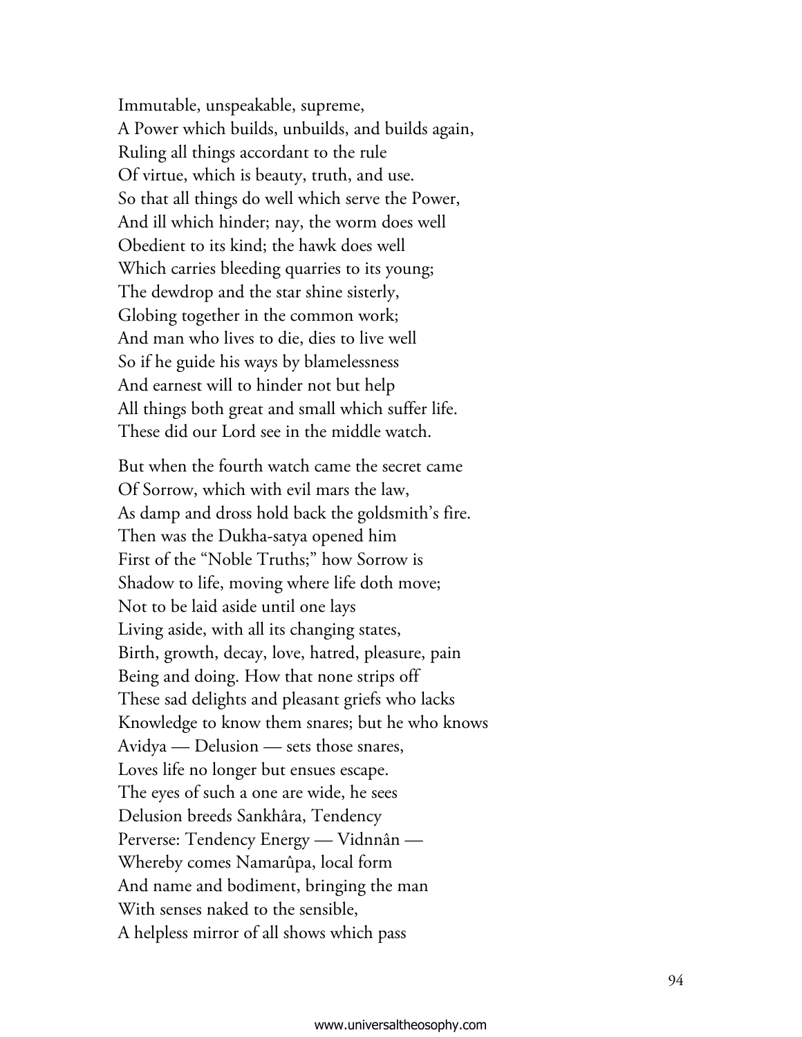Immutable, unspeakable, supreme,  
A Power which builds, unbuilds, and builds again,  
Ruling all things accordant to the rule  
Of virtue, which is beauty, truth, and use.  
So that all things do well which serve the Power,  
And ill which hinder; nay, the worm does well  
Obedient to its kind; the hawk does well  
Which carries bleeding quarries to its young;  
The dewdrop and the star shine sisterly,  
Globing together in the common work;  
And man who lives to die, dies to live well  
So if he guide his ways by blamelessness  
And earnest will to hinder not but help  
All things both great and small which suffer life.  
These did our Lord see in the middle watch.

But when the fourth watch came the secret came  
Of Sorrow, which with evil mars the law,  
As damp and dross hold back the goldsmith's fire.  
Then was the Dukha-satya opened him  
First of the "Noble Truths;" how Sorrow is  
Shadow to life, moving where life doth move;  
Not to be laid aside until one lays  
Living aside, with all its changing states,  
Birth, growth, decay, love, hatred, pleasure, pain  
Being and doing. How that none strips off  
These sad delights and pleasant griefs who lacks  
Knowledge to know them snares; but he who knows  
Avidya — Delusion — sets those snares,  
Loves life no longer but ensues escape.  
The eyes of such a one are wide, he sees  
Delusion breeds Sankhâra, Tendency  
Perverse: Tendency Energy — Vidnnân —  
Whereby comes Namarûpa, local form  
And name and bodiment, bringing the man  
With senses naked to the sensible,  
A helpless mirror of all shows which pass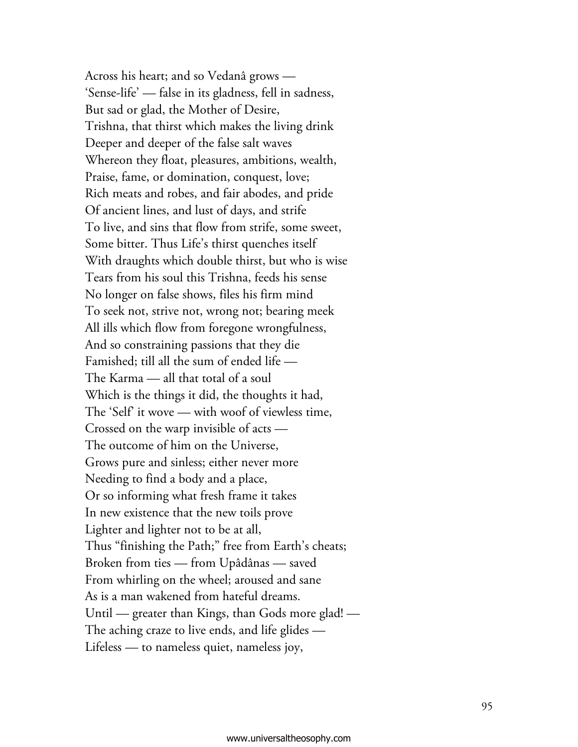Across his heart; and so Vedanâ grows —
'Sense-life' — false in its gladness, fell in sadness,
But sad or glad, the Mother of Desire,
Trishna, that thirst which makes the living drink
Deeper and deeper of the false salt waves
Whereon they float, pleasures, ambitions, wealth,
Praise, fame, or domination, conquest, love;
Rich meats and robes, and fair abodes, and pride
Of ancient lines, and lust of days, and strife
To live, and sins that flow from strife, some sweet,
Some bitter. Thus Life's thirst quenches itself
With draughts which double thirst, but who is wise
Tears from his soul this Trishna, feeds his sense
No longer on false shows, files his firm mind
To seek not, strive not, wrong not; bearing meek
All ills which flow from foregone wrongfulness,
And so constraining passions that they die
Famished; till all the sum of ended life —
The Karma — all that total of a soul
Which is the things it did, the thoughts it had,
The 'Self' it wove — with woof of viewless time,
Crossed on the warp invisible of acts —
The outcome of him on the Universe,
Grows pure and sinless; either never more
Needing to find a body and a place,
Or so informing what fresh frame it takes
In new existence that the new toils prove
Lighter and lighter not to be at all,
Thus "finishing the Path;" free from Earth's cheats;
Broken from ties — from Upâdânas — saved
From whirling on the wheel; aroused and sane
As is a man wakened from hateful dreams.
Until — greater than Kings, than Gods more glad! —
The aching craze to live ends, and life glides —
Lifeless — to nameless quiet, nameless joy,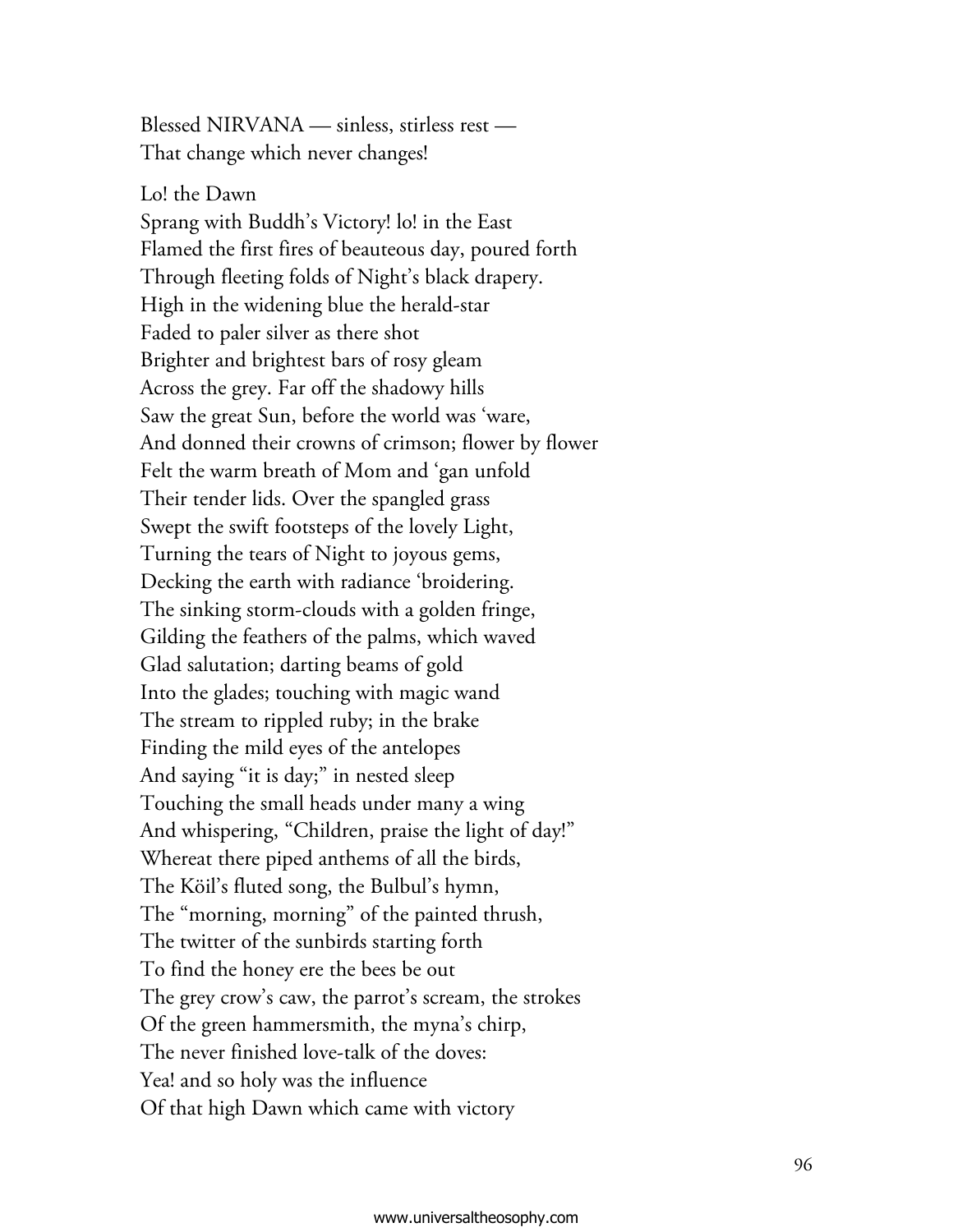Blessed NIRVANA — sinless, stirless rest —
That change which never changes!

Lo! the Dawn
Sprang with Buddh's Victory! lo! in the East
Flamed the first fires of beauteous day, poured forth
Through fleeting folds of Night's black drapery.
High in the widening blue the herald-star
Faded to paler silver as there shot
Brighter and brightest bars of rosy gleam
Across the grey. Far off the shadowy hills
Saw the great Sun, before the world was 'ware,
And donned their crowns of crimson; flower by flower
Felt the warm breath of Mom and 'gan unfold
Their tender lids. Over the spangled grass
Swept the swift footsteps of the lovely Light,
Turning the tears of Night to joyous gems,
Decking the earth with radiance 'broidering.
The sinking storm-clouds with a golden fringe,
Gilding the feathers of the palms, which waved
Glad salutation; darting beams of gold
Into the glades; touching with magic wand
The stream to rippled ruby; in the brake
Finding the mild eyes of the antelopes
And saying "it is day;" in nested sleep
Touching the small heads under many a wing
And whispering, "Children, praise the light of day!"
Whereat there piped anthems of all the birds,
The Köil's fluted song, the Bulbul's hymn,
The "morning, morning" of the painted thrush,
The twitter of the sunbirds starting forth
To find the honey ere the bees be out
The grey crow's caw, the parrot's scream, the strokes
Of the green hammersmith, the myna's chirp,
The never finished love-talk of the doves:
Yea! and so holy was the influence
Of that high Dawn which came with victory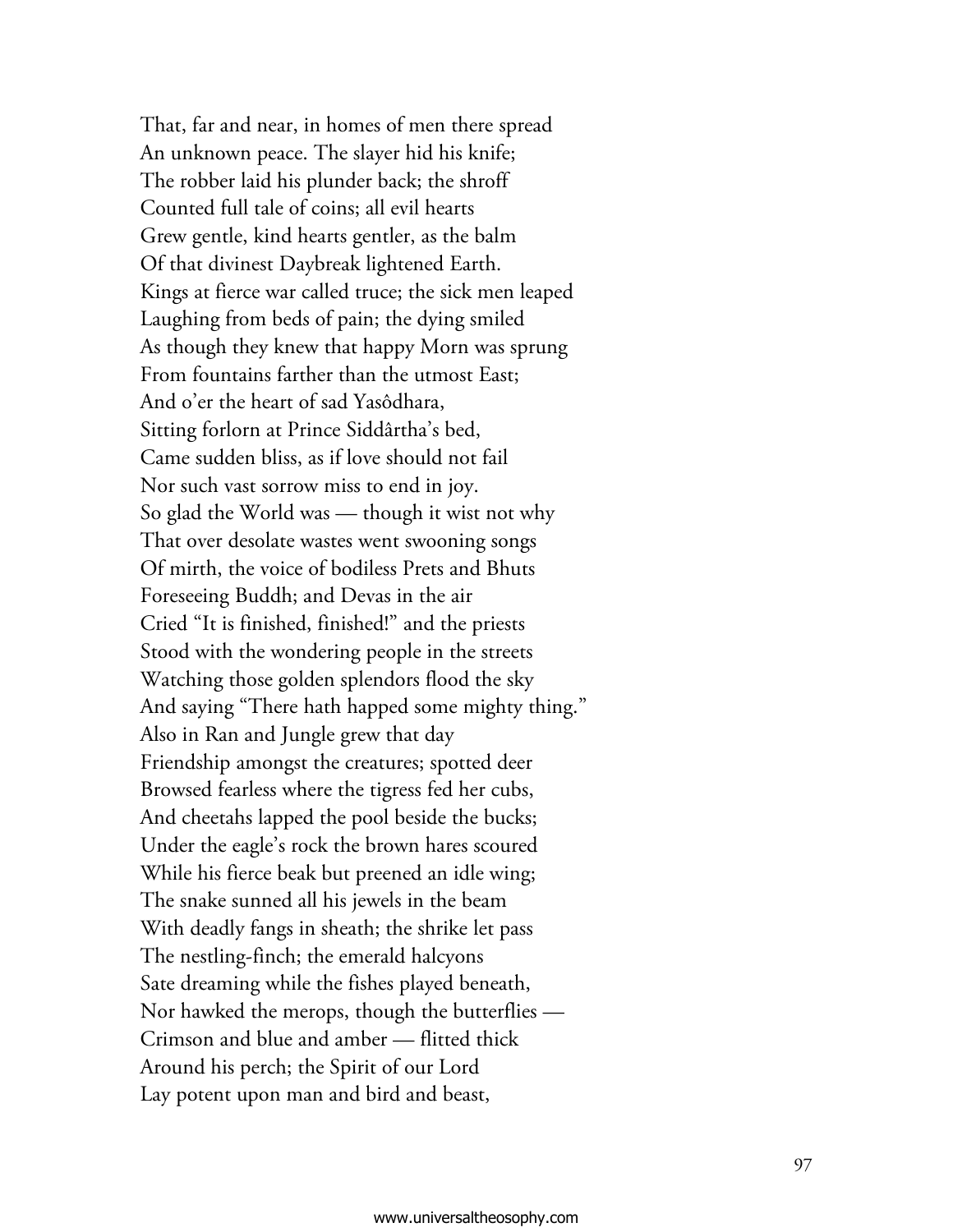That, far and near, in homes of men there spread
An unknown peace. The slayer hid his knife;
The robber laid his plunder back; the shroff
Counted full tale of coins; all evil hearts
Grew gentle, kind hearts gentler, as the balm
Of that divinest Daybreak lightened Earth.
Kings at fierce war called truce; the sick men leaped
Laughing from beds of pain; the dying smiled
As though they knew that happy Morn was sprung
From fountains farther than the utmost East;
And o'er the heart of sad Yasôdhara,
Sitting forlorn at Prince Siddârtha's bed,
Came sudden bliss, as if love should not fail
Nor such vast sorrow miss to end in joy.
So glad the World was — though it wist not why
That over desolate wastes went swooning songs
Of mirth, the voice of bodiless Prets and Bhuts
Foreseeing Buddh; and Devas in the air
Cried "It is finished, finished!" and the priests
Stood with the wondering people in the streets
Watching those golden splendors flood the sky
And saying "There hath happed some mighty thing."
Also in Ran and Jungle grew that day
Friendship amongst the creatures; spotted deer
Browsed fearless where the tigress fed her cubs,
And cheetahs lapped the pool beside the bucks;
Under the eagle's rock the brown hares scoured
While his fierce beak but preened an idle wing;
The snake sunned all his jewels in the beam
With deadly fangs in sheath; the shrike let pass
The nestling-finch; the emerald halcyons
Sate dreaming while the fishes played beneath,
Nor hawked the merops, though the butterflies —
Crimson and blue and amber — flitted thick
Around his perch; the Spirit of our Lord
Lay potent upon man and bird and beast,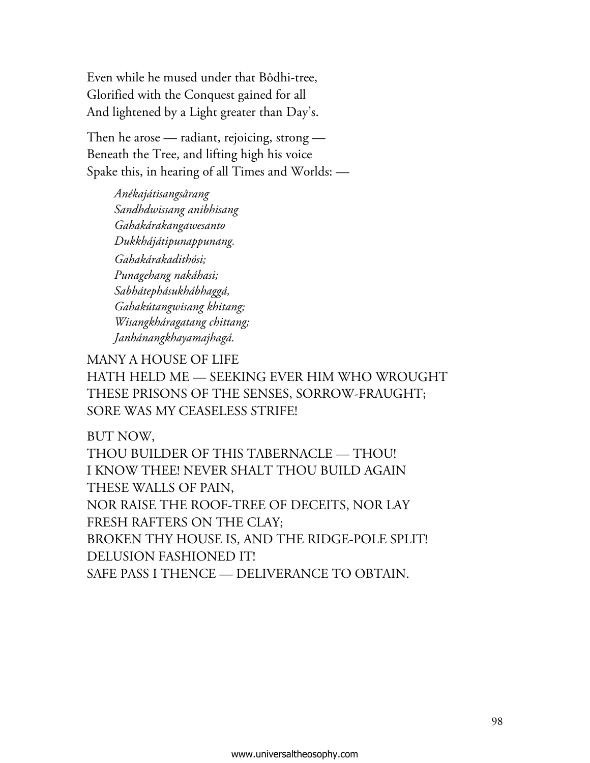Even while he mused under that Bôdhi-tree,
Glorified with the Conquest gained for all
And lightened by a Light greater than Day's.

Then he arose — radiant, rejoicing, strong —
Beneath the Tree, and lifting high his voice
Spake this, in hearing of all Times and Worlds: —

> *Anékajátisangsârang*
> *Sandhdwissang anibhisang*
> *Gahakárakangawesanto*
> *Dukkhájátipunappunang.*
> *Gahakárakadithósi;*
> *Punagehang nakáhasi;*
> *Sabhátephásukhábhaggá,*
> *Gahakútangwisang khitang;*
> *Wisangkháragatang chittang;*
> *Janhánangkhayamajhagá.*

MANY A HOUSE OF LIFE
HATH HELD ME — SEEKING EVER HIM WHO WROUGHT
THESE PRISONS OF THE SENSES, SORROW-FRAUGHT;
SORE WAS MY CEASELESS STRIFE!

BUT NOW,
THOU BUILDER OF THIS TABERNACLE — THOU!
I KNOW THEE! NEVER SHALT THOU BUILD AGAIN
THESE WALLS OF PAIN,
NOR RAISE THE ROOF-TREE OF DECEITS, NOR LAY
FRESH RAFTERS ON THE CLAY;
BROKEN THY HOUSE IS, AND THE RIDGE-POLE SPLIT!
DELUSION FASHIONED IT!
SAFE PASS I THENCE — DELIVERANCE TO OBTAIN.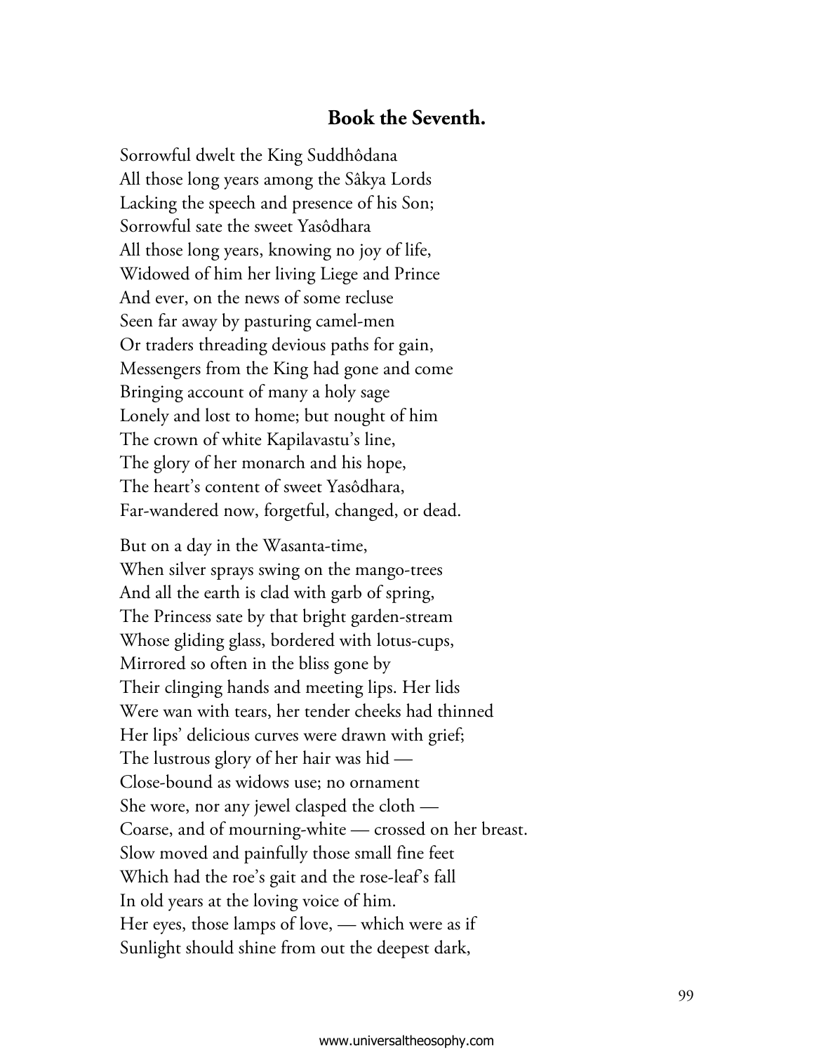## Book the Seventh.

Sorrowful dwelt the King Suddhôdana
All those long years among the Sâkya Lords
Lacking the speech and presence of his Son;
Sorrowful sate the sweet Yasôdhara
All those long years, knowing no joy of life,
Widowed of him her living Liege and Prince
And ever, on the news of some recluse
Seen far away by pasturing camel-men
Or traders threading devious paths for gain,
Messengers from the King had gone and come
Bringing account of many a holy sage
Lonely and lost to home; but nought of him
The crown of white Kapilavastu's line,
The glory of her monarch and his hope,
The heart's content of sweet Yasôdhara,
Far-wandered now, forgetful, changed, or dead.

But on a day in the Wasanta-time,
When silver sprays swing on the mango-trees
And all the earth is clad with garb of spring,
The Princess sate by that bright garden-stream
Whose gliding glass, bordered with lotus-cups,
Mirrored so often in the bliss gone by
Their clinging hands and meeting lips. Her lids
Were wan with tears, her tender cheeks had thinned
Her lips' delicious curves were drawn with grief;
The lustrous glory of her hair was hid —
Close-bound as widows use; no ornament
She wore, nor any jewel clasped the cloth —
Coarse, and of mourning-white — crossed on her breast.
Slow moved and painfully those small fine feet
Which had the roe's gait and the rose-leaf's fall
In old years at the loving voice of him.
Her eyes, those lamps of love, — which were as if
Sunlight should shine from out the deepest dark,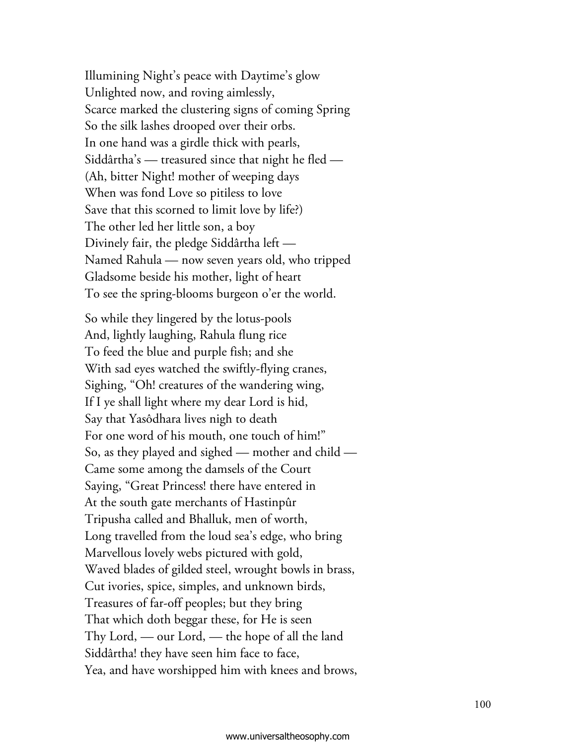Illumining Night's peace with Daytime's glow
Unlighted now, and roving aimlessly,
Scarce marked the clustering signs of coming Spring
So the silk lashes drooped over their orbs.
In one hand was a girdle thick with pearls,
Siddârtha's — treasured since that night he fled —
(Ah, bitter Night! mother of weeping days
When was fond Love so pitiless to love
Save that this scorned to limit love by life?)
The other led her little son, a boy
Divinely fair, the pledge Siddârtha left —
Named Rahula — now seven years old, who tripped
Gladsome beside his mother, light of heart
To see the spring-blooms burgeon o'er the world.

So while they lingered by the lotus-pools
And, lightly laughing, Rahula flung rice
To feed the blue and purple fish; and she
With sad eyes watched the swiftly-flying cranes,
Sighing, "Oh! creatures of the wandering wing,
If I ye shall light where my dear Lord is hid,
Say that Yasôdhara lives nigh to death
For one word of his mouth, one touch of him!"
So, as they played and sighed — mother and child —
Came some among the damsels of the Court
Saying, "Great Princess! there have entered in
At the south gate merchants of Hastinpûr
Tripusha called and Bhalluk, men of worth,
Long travelled from the loud sea's edge, who bring
Marvellous lovely webs pictured with gold,
Waved blades of gilded steel, wrought bowls in brass,
Cut ivories, spice, simples, and unknown birds,
Treasures of far-off peoples; but they bring
That which doth beggar these, for He is seen
Thy Lord, — our Lord, — the hope of all the land
Siddârtha! they have seen him face to face,
Yea, and have worshipped him with knees and brows,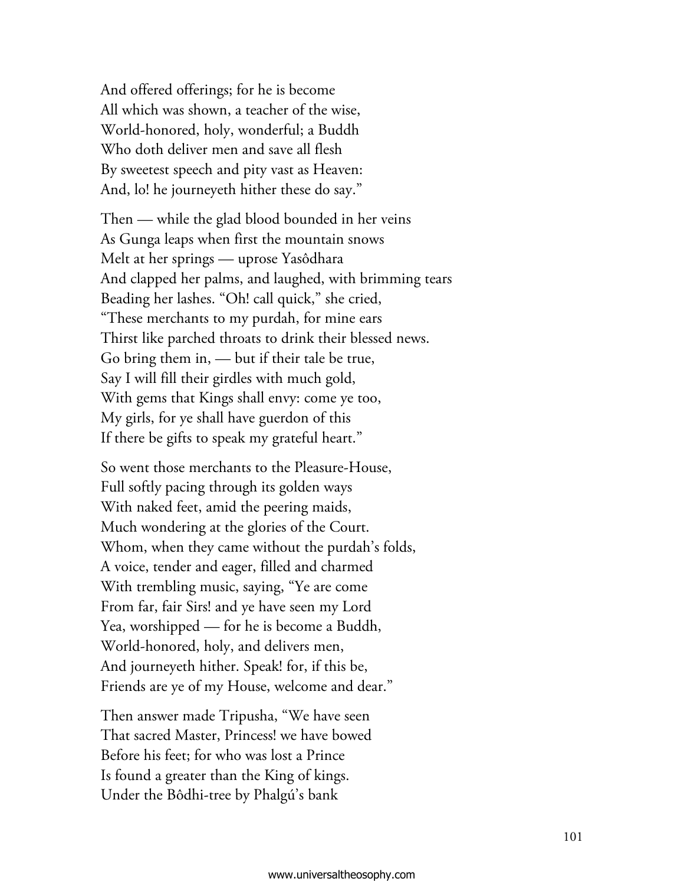And offered offerings; for he is become
All which was shown, a teacher of the wise,
World-honored, holy, wonderful; a Buddh
Who doth deliver men and save all flesh
By sweetest speech and pity vast as Heaven:
And, lo! he journeyeth hither these do say."

Then — while the glad blood bounded in her veins
As Gunga leaps when first the mountain snows
Melt at her springs — uprose Yasôdhara
And clapped her palms, and laughed, with brimming tears
Beading her lashes. "Oh! call quick," she cried,
"These merchants to my purdah, for mine ears
Thirst like parched throats to drink their blessed news.
Go bring them in, — but if their tale be true,
Say I will fill their girdles with much gold,
With gems that Kings shall envy: come ye too,
My girls, for ye shall have guerdon of this
If there be gifts to speak my grateful heart."

So went those merchants to the Pleasure-House,
Full softly pacing through its golden ways
With naked feet, amid the peering maids,
Much wondering at the glories of the Court.
Whom, when they came without the purdah's folds,
A voice, tender and eager, filled and charmed
With trembling music, saying, "Ye are come
From far, fair Sirs! and ye have seen my Lord
Yea, worshipped — for he is become a Buddh,
World-honored, holy, and delivers men,
And journeyeth hither. Speak! for, if this be,
Friends are ye of my House, welcome and dear."

Then answer made Tripusha, "We have seen
That sacred Master, Princess! we have bowed
Before his feet; for who was lost a Prince
Is found a greater than the King of kings.
Under the Bôdhi-tree by Phalgú's bank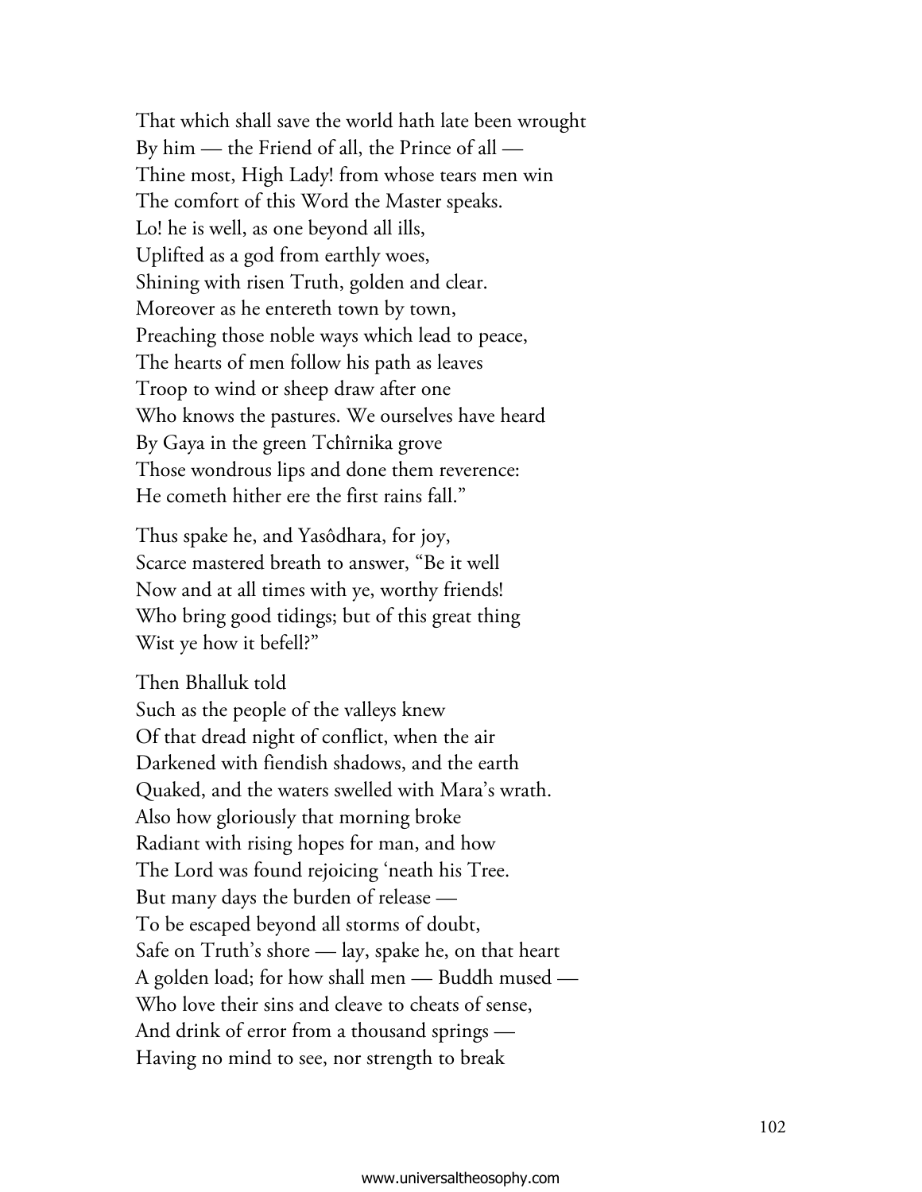That which shall save the world hath late been wrought
By him — the Friend of all, the Prince of all —
Thine most, High Lady! from whose tears men win
The comfort of this Word the Master speaks.
Lo! he is well, as one beyond all ills,
Uplifted as a god from earthly woes,
Shining with risen Truth, golden and clear.
Moreover as he entereth town by town,
Preaching those noble ways which lead to peace,
The hearts of men follow his path as leaves
Troop to wind or sheep draw after one
Who knows the pastures. We ourselves have heard
By Gaya in the green Tchîrnika grove
Those wondrous lips and done them reverence:
He cometh hither ere the first rains fall."

Thus spake he, and Yasôdhara, for joy,
Scarce mastered breath to answer, "Be it well
Now and at all times with ye, worthy friends!
Who bring good tidings; but of this great thing
Wist ye how it befell?"

Then Bhalluk told
Such as the people of the valleys knew
Of that dread night of conflict, when the air
Darkened with fiendish shadows, and the earth
Quaked, and the waters swelled with Mara's wrath.
Also how gloriously that morning broke
Radiant with rising hopes for man, and how
The Lord was found rejoicing 'neath his Tree.
But many days the burden of release —
To be escaped beyond all storms of doubt,
Safe on Truth's shore — lay, spake he, on that heart
A golden load; for how shall men — Buddh mused —
Who love their sins and cleave to cheats of sense,
And drink of error from a thousand springs —
Having no mind to see, nor strength to break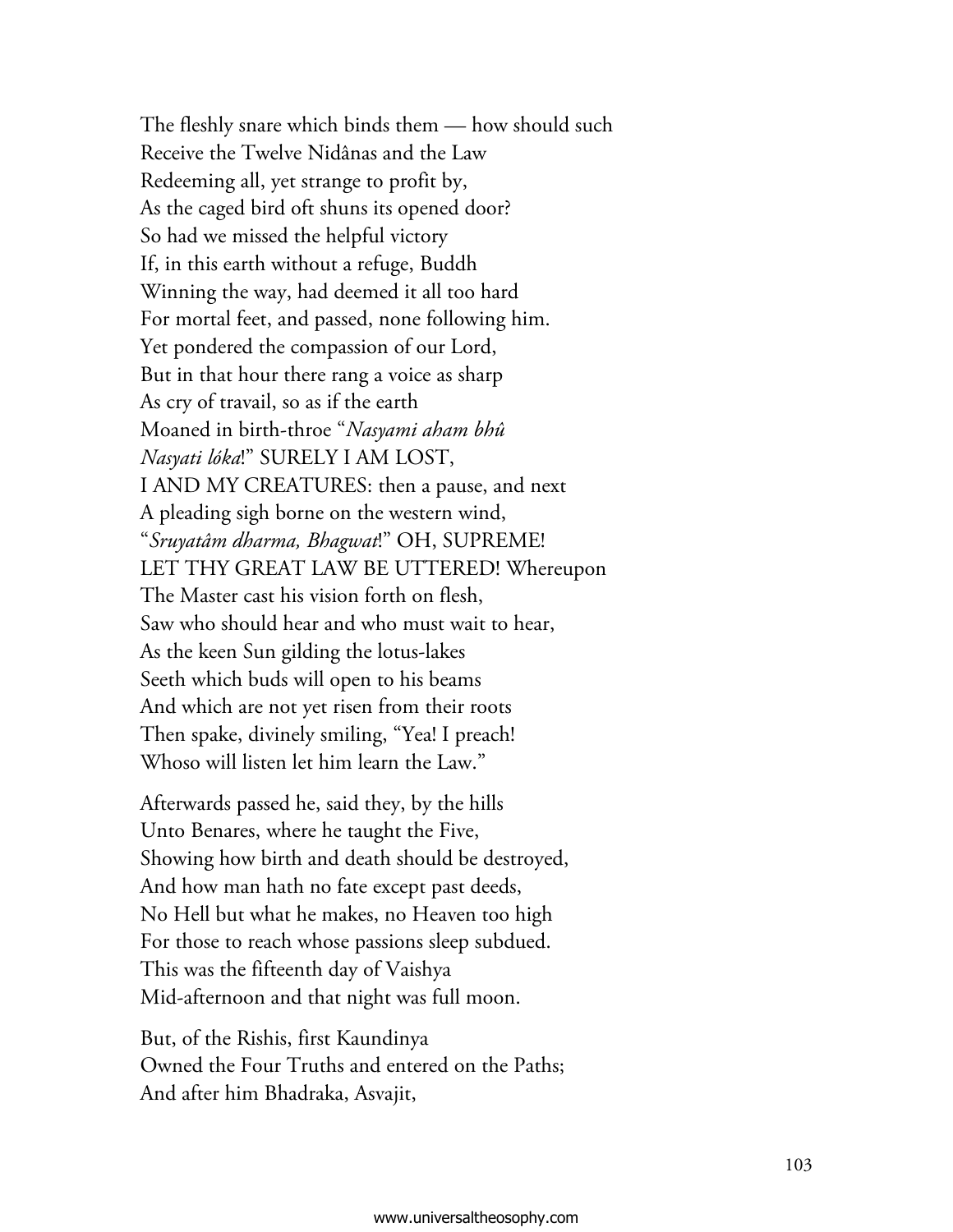The fleshly snare which binds them — how should such
Receive the Twelve Nidânas and the Law
Redeeming all, yet strange to profit by,
As the caged bird oft shuns its opened door?
So had we missed the helpful victory
If, in this earth without a refuge, Buddh
Winning the way, had deemed it all too hard
For mortal feet, and passed, none following him.
Yet pondered the compassion of our Lord,
But in that hour there rang a voice as sharp
As cry of travail, so as if the earth
Moaned in birth-throe "*Nasyami aham bhû*
*Nasyati lóka*!" SURELY I AM LOST,
I AND MY CREATURES: then a pause, and next
A pleading sigh borne on the western wind,
"*Sruyatâm dharma, Bhagwat*!" OH, SUPREME!
LET THY GREAT LAW BE UTTERED! Whereupon
The Master cast his vision forth on flesh,
Saw who should hear and who must wait to hear,
As the keen Sun gilding the lotus-lakes
Seeth which buds will open to his beams
And which are not yet risen from their roots
Then spake, divinely smiling, "Yea! I preach!
Whoso will listen let him learn the Law."

Afterwards passed he, said they, by the hills
Unto Benares, where he taught the Five,
Showing how birth and death should be destroyed,
And how man hath no fate except past deeds,
No Hell but what he makes, no Heaven too high
For those to reach whose passions sleep subdued.
This was the fifteenth day of Vaishya
Mid-afternoon and that night was full moon.

But, of the Rishis, first Kaundinya
Owned the Four Truths and entered on the Paths;
And after him Bhadraka, Asvajit,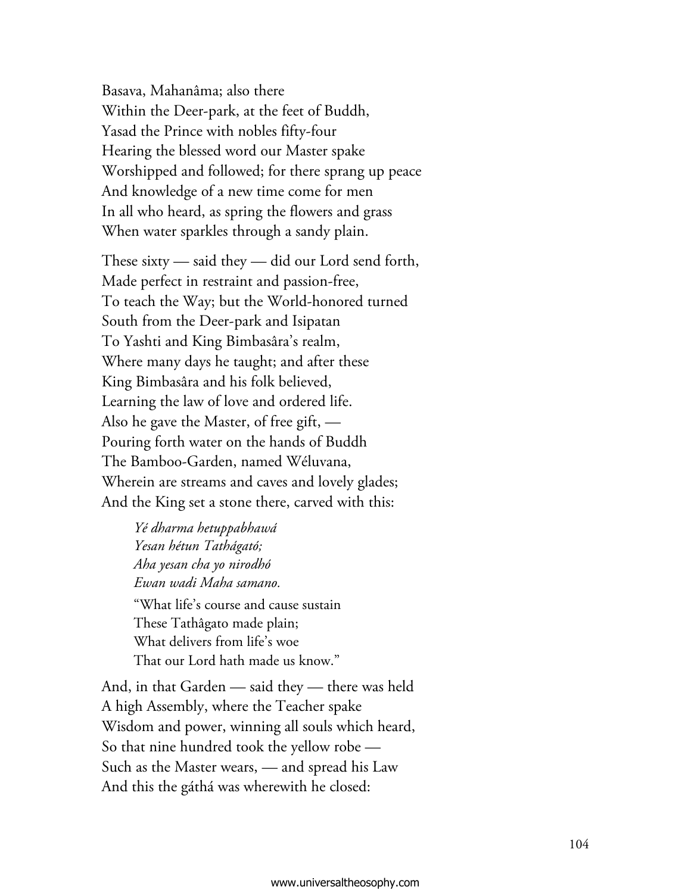Basava, Mahanâma; also there
Within the Deer-park, at the feet of Buddh,
Yasad the Prince with nobles fifty-four
Hearing the blessed word our Master spake
Worshipped and followed; for there sprang up peace
And knowledge of a new time come for men
In all who heard, as spring the flowers and grass
When water sparkles through a sandy plain.

These sixty — said they — did our Lord send forth,
Made perfect in restraint and passion-free,
To teach the Way; but the World-honored turned
South from the Deer-park and Isipatan
To Yashti and King Bimbasâra's realm,
Where many days he taught; and after these
King Bimbasâra and his folk believed,
Learning the law of love and ordered life.
Also he gave the Master, of free gift, —
Pouring forth water on the hands of Buddh
The Bamboo-Garden, named Wéluvana,
Wherein are streams and caves and lovely glades;
And the King set a stone there, carved with this:

> *Yé dharma hetuppabhawá*
> *Yesan hétun Tathágató;*
> *Aha yesan cha yo nirodhó*
> *Ewan wadi Maha samano.*
>
> "What life's course and cause sustain
> These Tathâgato made plain;
> What delivers from life's woe
> That our Lord hath made us know."

And, in that Garden — said they — there was held
A high Assembly, where the Teacher spake
Wisdom and power, winning all souls which heard,
So that nine hundred took the yellow robe —
Such as the Master wears, — and spread his Law
And this the gáthá was wherewith he closed: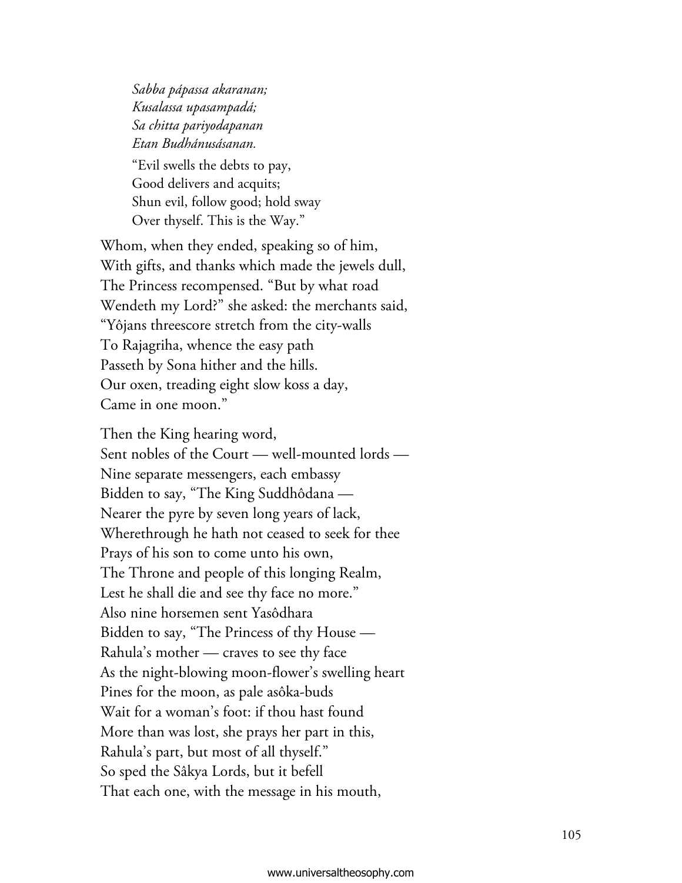*Sabba pápassa akaranan;*
*Kusalassa upasampadá;*
*Sa chitta pariyodapanan*
*Etan Budhánusásanan.*

"Evil swells the debts to pay,
Good delivers and acquits;
Shun evil, follow good; hold sway
Over thyself. This is the Way."

Whom, when they ended, speaking so of him,
With gifts, and thanks which made the jewels dull,
The Princess recompensed. "But by what road
Wendeth my Lord?" she asked: the merchants said,
"Yôjans threescore stretch from the city-walls
To Rajagriha, whence the easy path
Passeth by Sona hither and the hills.
Our oxen, treading eight slow koss a day,
Came in one moon."

Then the King hearing word,
Sent nobles of the Court — well-mounted lords —
Nine separate messengers, each embassy
Bidden to say, "The King Suddhôdana —
Nearer the pyre by seven long years of lack,
Wherethrough he hath not ceased to seek for thee
Prays of his son to come unto his own,
The Throne and people of this longing Realm,
Lest he shall die and see thy face no more."
Also nine horsemen sent Yasôdhara
Bidden to say, "The Princess of thy House —
Rahula's mother — craves to see thy face
As the night-blowing moon-flower's swelling heart
Pines for the moon, as pale asôka-buds
Wait for a woman's foot: if thou hast found
More than was lost, she prays her part in this,
Rahula's part, but most of all thyself."
So sped the Sâkya Lords, but it befell
That each one, with the message in his mouth,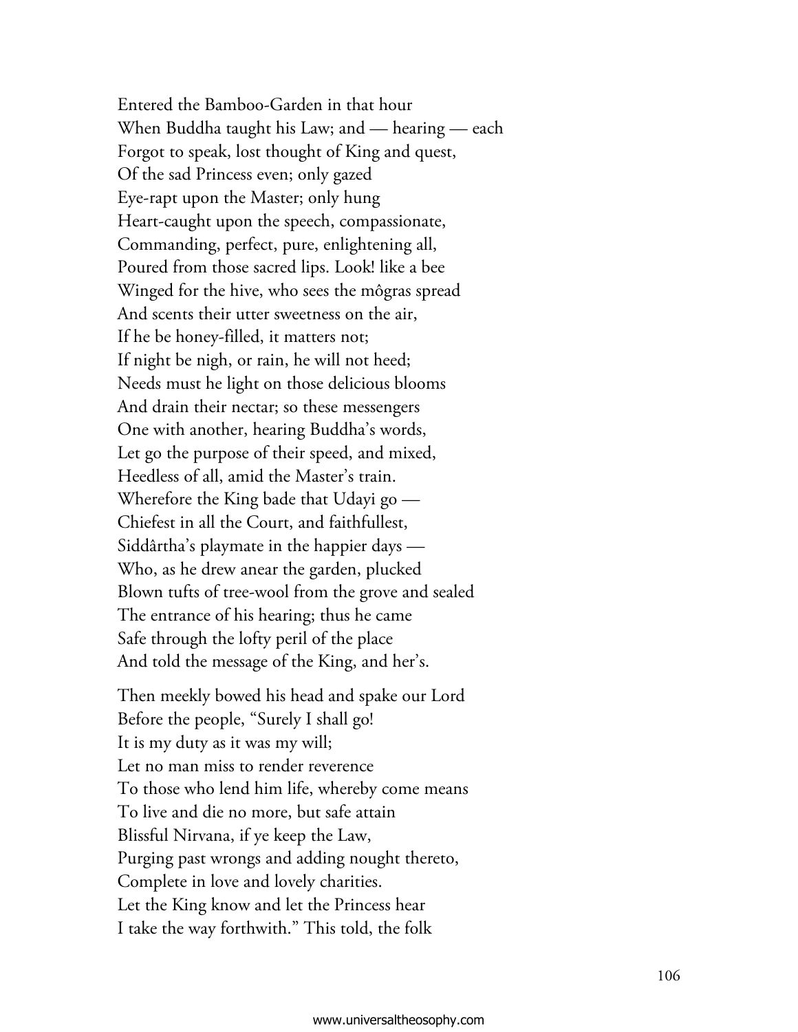Entered the Bamboo-Garden in that hour
When Buddha taught his Law; and — hearing — each
Forgot to speak, lost thought of King and quest,
Of the sad Princess even; only gazed
Eye-rapt upon the Master; only hung
Heart-caught upon the speech, compassionate,
Commanding, perfect, pure, enlightening all,
Poured from those sacred lips. Look! like a bee
Winged for the hive, who sees the môgras spread
And scents their utter sweetness on the air,
If he be honey-filled, it matters not;
If night be nigh, or rain, he will not heed;
Needs must he light on those delicious blooms
And drain their nectar; so these messengers
One with another, hearing Buddha's words,
Let go the purpose of their speed, and mixed,
Heedless of all, amid the Master's train.
Wherefore the King bade that Udayi go —
Chiefest in all the Court, and faithfullest,
Siddârtha's playmate in the happier days —
Who, as he drew anear the garden, plucked
Blown tufts of tree-wool from the grove and sealed
The entrance of his hearing; thus he came
Safe through the lofty peril of the place
And told the message of the King, and her's.

Then meekly bowed his head and spake our Lord
Before the people, "Surely I shall go!
It is my duty as it was my will;
Let no man miss to render reverence
To those who lend him life, whereby come means
To live and die no more, but safe attain
Blissful Nirvana, if ye keep the Law,
Purging past wrongs and adding nought thereto,
Complete in love and lovely charities.
Let the King know and let the Princess hear
I take the way forthwith." This told, the folk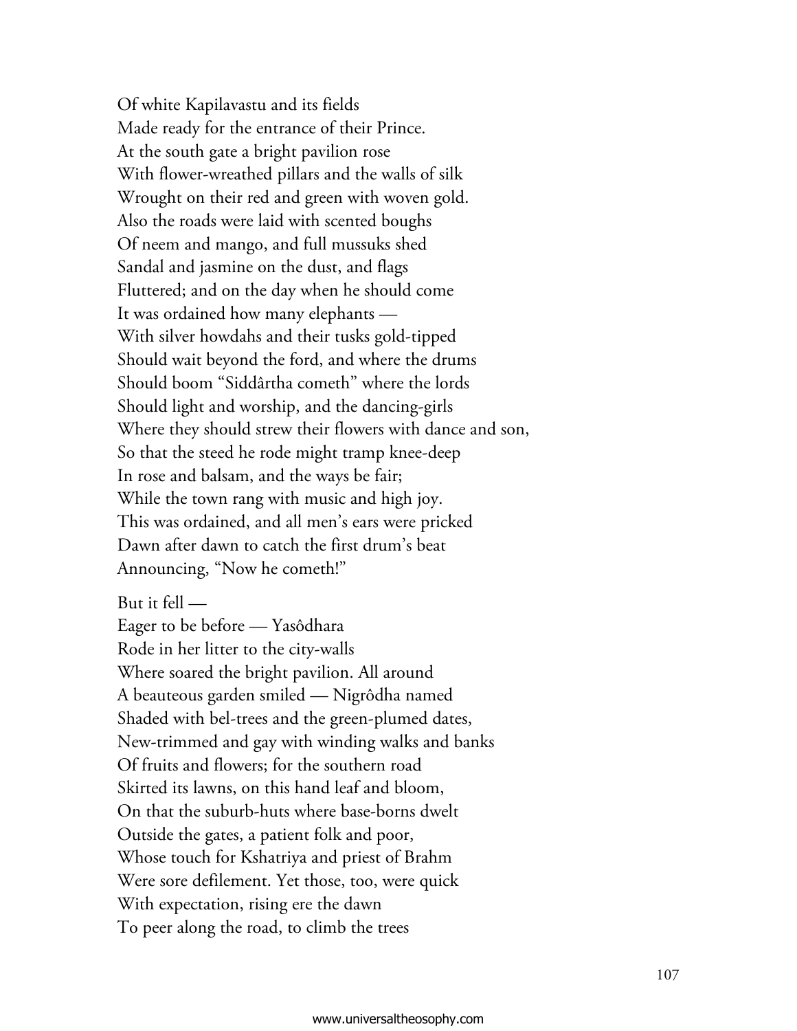Of white Kapilavastu and its fields
Made ready for the entrance of their Prince.
At the south gate a bright pavilion rose
With flower-wreathed pillars and the walls of silk
Wrought on their red and green with woven gold.
Also the roads were laid with scented boughs
Of neem and mango, and full mussuks shed
Sandal and jasmine on the dust, and flags
Fluttered; and on the day when he should come
It was ordained how many elephants —
With silver howdahs and their tusks gold-tipped
Should wait beyond the ford, and where the drums
Should boom "Siddârtha cometh" where the lords
Should light and worship, and the dancing-girls
Where they should strew their flowers with dance and son,
So that the steed he rode might tramp knee-deep
In rose and balsam, and the ways be fair;
While the town rang with music and high joy.
This was ordained, and all men's ears were pricked
Dawn after dawn to catch the first drum's beat
Announcing, "Now he cometh!"

But it fell —
Eager to be before — Yasôdhara
Rode in her litter to the city-walls
Where soared the bright pavilion. All around
A beauteous garden smiled — Nigrôdha named
Shaded with bel-trees and the green-plumed dates,
New-trimmed and gay with winding walks and banks
Of fruits and flowers; for the southern road
Skirted its lawns, on this hand leaf and bloom,
On that the suburb-huts where base-borns dwelt
Outside the gates, a patient folk and poor,
Whose touch for Kshatriya and priest of Brahm
Were sore defilement. Yet those, too, were quick
With expectation, rising ere the dawn
To peer along the road, to climb the trees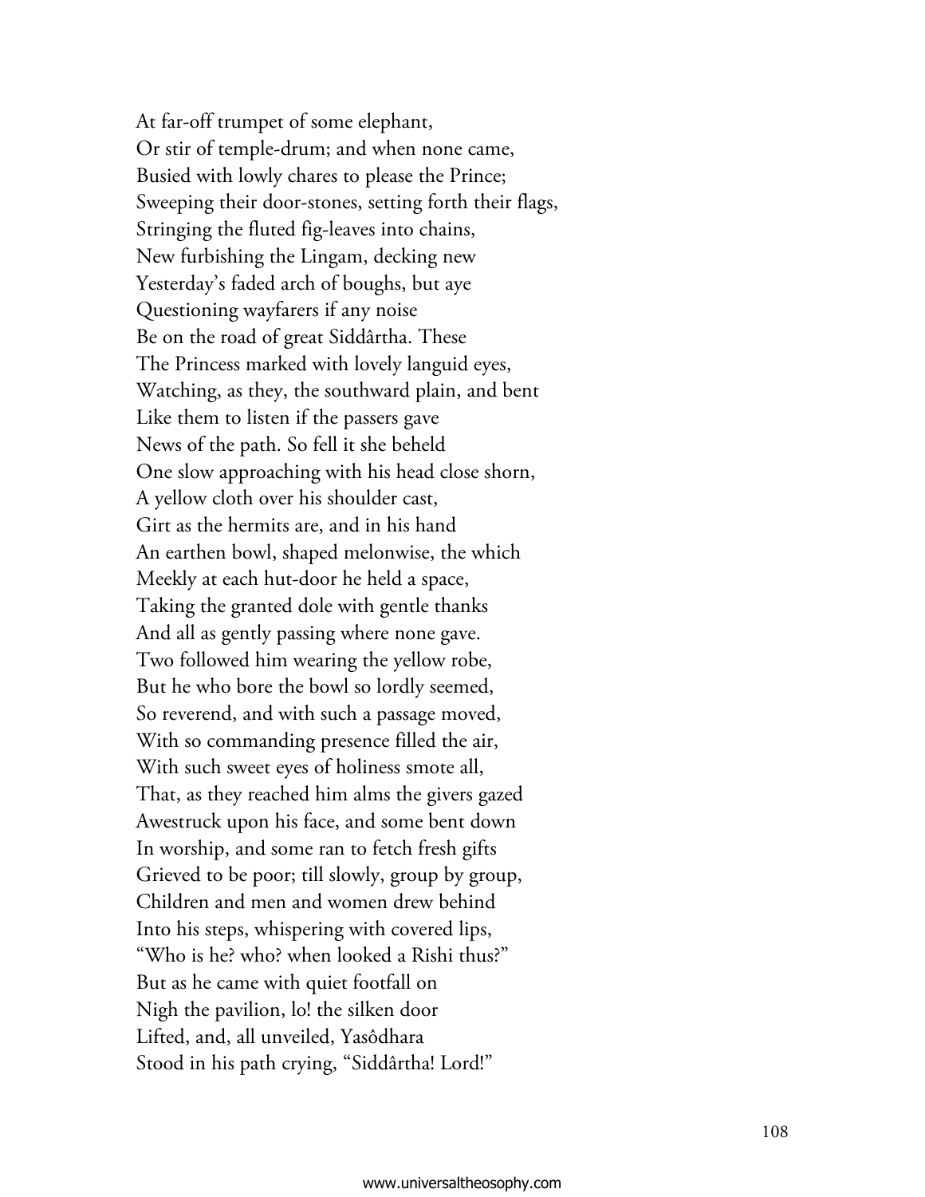At far-off trumpet of some elephant,
Or stir of temple-drum; and when none came,
Busied with lowly chares to please the Prince;
Sweeping their door-stones, setting forth their flags,
Stringing the fluted fig-leaves into chains,
New furbishing the Lingam, decking new
Yesterday's faded arch of boughs, but aye
Questioning wayfarers if any noise
Be on the road of great Siddârtha. These
The Princess marked with lovely languid eyes,
Watching, as they, the southward plain, and bent
Like them to listen if the passers gave
News of the path. So fell it she beheld
One slow approaching with his head close shorn,
A yellow cloth over his shoulder cast,
Girt as the hermits are, and in his hand
An earthen bowl, shaped melonwise, the which
Meekly at each hut-door he held a space,
Taking the granted dole with gentle thanks
And all as gently passing where none gave.
Two followed him wearing the yellow robe,
But he who bore the bowl so lordly seemed,
So reverend, and with such a passage moved,
With so commanding presence filled the air,
With such sweet eyes of holiness smote all,
That, as they reached him alms the givers gazed
Awestruck upon his face, and some bent down
In worship, and some ran to fetch fresh gifts
Grieved to be poor; till slowly, group by group,
Children and men and women drew behind
Into his steps, whispering with covered lips,
"Who is he? who? when looked a Rishi thus?"
But as he came with quiet footfall on
Nigh the pavilion, lo! the silken door
Lifted, and, all unveiled, Yasôdhara
Stood in his path crying, "Siddârtha! Lord!"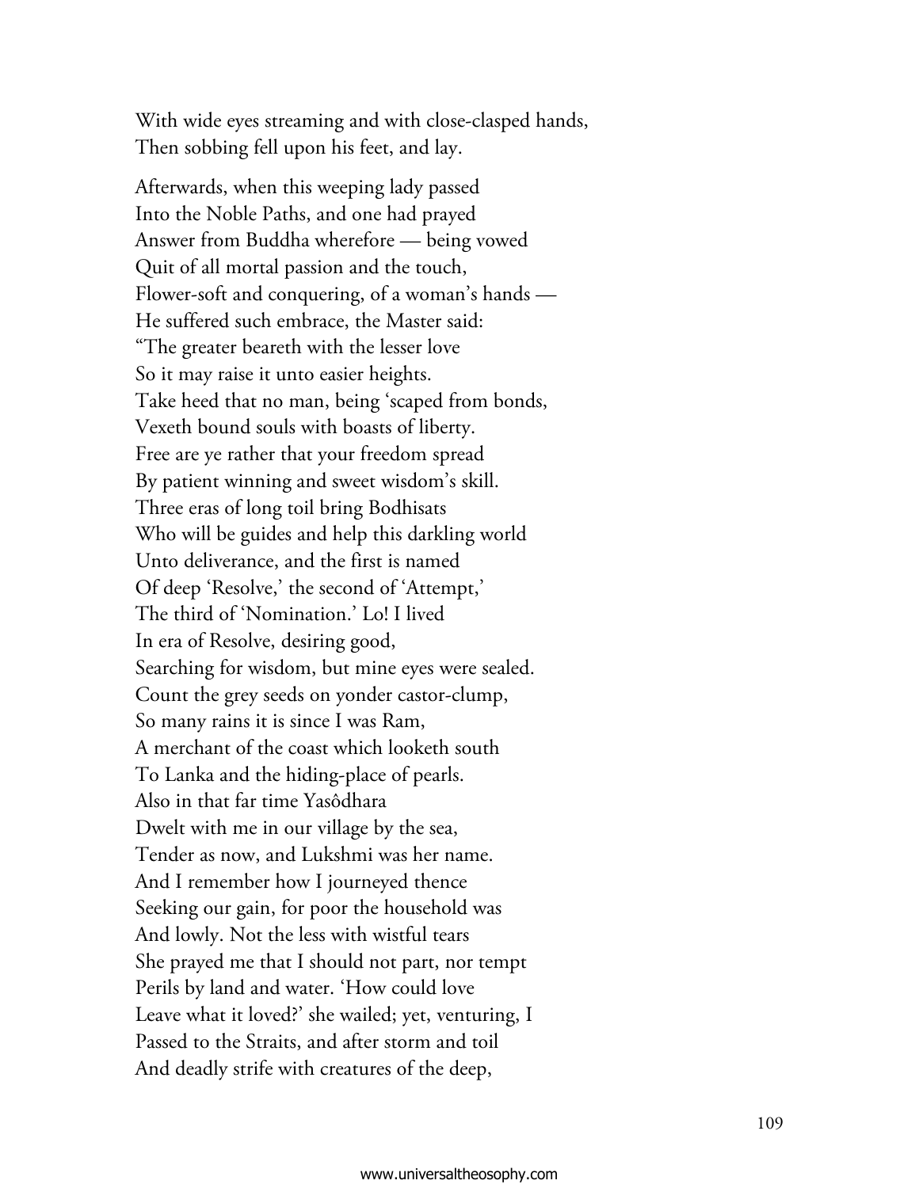With wide eyes streaming and with close-clasped hands,
Then sobbing fell upon his feet, and lay.

Afterwards, when this weeping lady passed
Into the Noble Paths, and one had prayed
Answer from Buddha wherefore — being vowed
Quit of all mortal passion and the touch,
Flower-soft and conquering, of a woman's hands —
He suffered such embrace, the Master said:
"The greater beareth with the lesser love
So it may raise it unto easier heights.
Take heed that no man, being 'scaped from bonds,
Vexeth bound souls with boasts of liberty.
Free are ye rather that your freedom spread
By patient winning and sweet wisdom's skill.
Three eras of long toil bring Bodhisats
Who will be guides and help this darkling world
Unto deliverance, and the first is named
Of deep 'Resolve,' the second of 'Attempt,'
The third of 'Nomination.' Lo! I lived
In era of Resolve, desiring good,
Searching for wisdom, but mine eyes were sealed.
Count the grey seeds on yonder castor-clump,
So many rains it is since I was Ram,
A merchant of the coast which looketh south
To Lanka and the hiding-place of pearls.
Also in that far time Yasôdhara
Dwelt with me in our village by the sea,
Tender as now, and Lukshmi was her name.
And I remember how I journeyed thence
Seeking our gain, for poor the household was
And lowly. Not the less with wistful tears
She prayed me that I should not part, nor tempt
Perils by land and water. 'How could love
Leave what it loved?' she wailed; yet, venturing, I
Passed to the Straits, and after storm and toil
And deadly strife with creatures of the deep,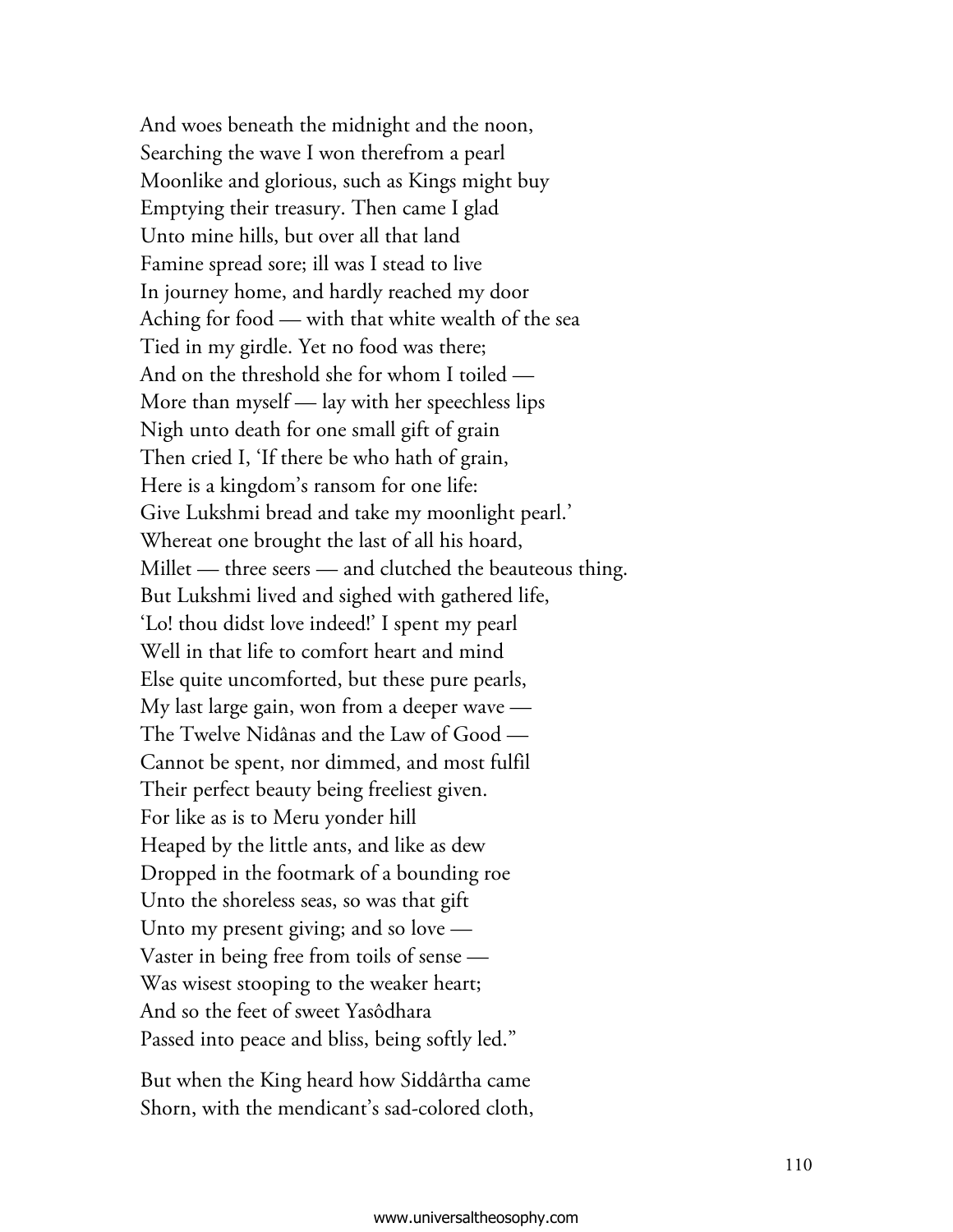And woes beneath the midnight and the noon,  
Searching the wave I won therefrom a pearl  
Moonlike and glorious, such as Kings might buy  
Emptying their treasury. Then came I glad  
Unto mine hills, but over all that land  
Famine spread sore; ill was I stead to live  
In journey home, and hardly reached my door  
Aching for food — with that white wealth of the sea  
Tied in my girdle. Yet no food was there;  
And on the threshold she for whom I toiled —  
More than myself — lay with her speechless lips  
Nigh unto death for one small gift of grain  
Then cried I, 'If there be who hath of grain,  
Here is a kingdom's ransom for one life:  
Give Lukshmi bread and take my moonlight pearl.'  
Whereat one brought the last of all his hoard,  
Millet — three seers — and clutched the beauteous thing.  
But Lukshmi lived and sighed with gathered life,  
'Lo! thou didst love indeed!' I spent my pearl  
Well in that life to comfort heart and mind  
Else quite uncomforted, but these pure pearls,  
My last large gain, won from a deeper wave —  
The Twelve Nidânas and the Law of Good —  
Cannot be spent, nor dimmed, and most fulfil  
Their perfect beauty being freeliest given.  
For like as is to Meru yonder hill  
Heaped by the little ants, and like as dew  
Dropped in the footmark of a bounding roe  
Unto the shoreless seas, so was that gift  
Unto my present giving; and so love —  
Vaster in being free from toils of sense —  
Was wisest stooping to the weaker heart;  
And so the feet of sweet Yasôdhara  
Passed into peace and bliss, being softly led."

But when the King heard how Siddârtha came  
Shorn, with the mendicant's sad-colored cloth,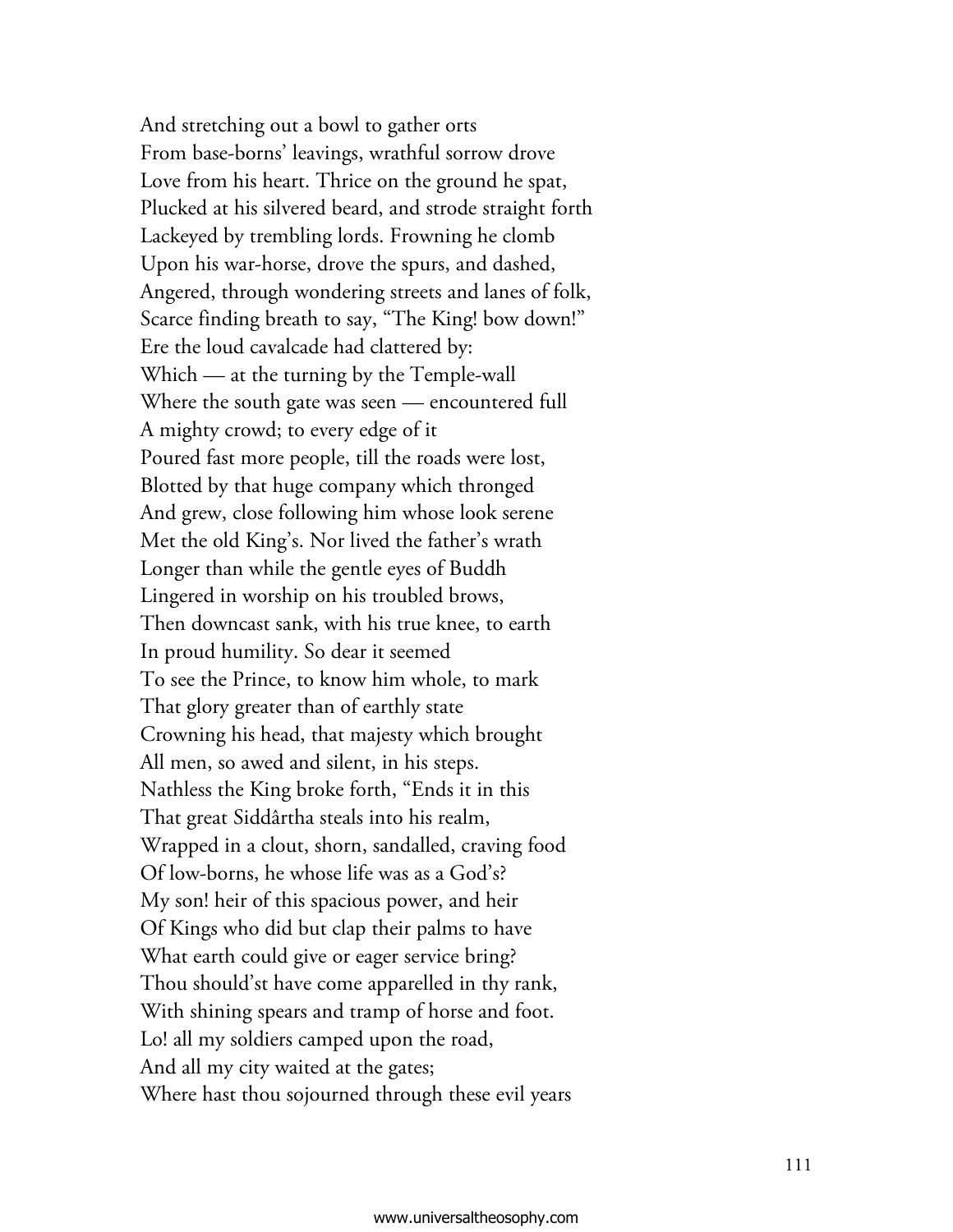And stretching out a bowl to gather orts
From base-borns' leavings, wrathful sorrow drove
Love from his heart. Thrice on the ground he spat,
Plucked at his silvered beard, and strode straight forth
Lackeyed by trembling lords. Frowning he clomb
Upon his war-horse, drove the spurs, and dashed,
Angered, through wondering streets and lanes of folk,
Scarce finding breath to say, "The King! bow down!"
Ere the loud cavalcade had clattered by:
Which — at the turning by the Temple-wall
Where the south gate was seen — encountered full
A mighty crowd; to every edge of it
Poured fast more people, till the roads were lost,
Blotted by that huge company which thronged
And grew, close following him whose look serene
Met the old King's. Nor lived the father's wrath
Longer than while the gentle eyes of Buddh
Lingered in worship on his troubled brows,
Then downcast sank, with his true knee, to earth
In proud humility. So dear it seemed
To see the Prince, to know him whole, to mark
That glory greater than of earthly state
Crowning his head, that majesty which brought
All men, so awed and silent, in his steps.
Nathless the King broke forth, "Ends it in this
That great Siddârtha steals into his realm,
Wrapped in a clout, shorn, sandalled, craving food
Of low-borns, he whose life was as a God's?
My son! heir of this spacious power, and heir
Of Kings who did but clap their palms to have
What earth could give or eager service bring?
Thou should'st have come apparelled in thy rank,
With shining spears and tramp of horse and foot.
Lo! all my soldiers camped upon the road,
And all my city waited at the gates;
Where hast thou sojourned through these evil years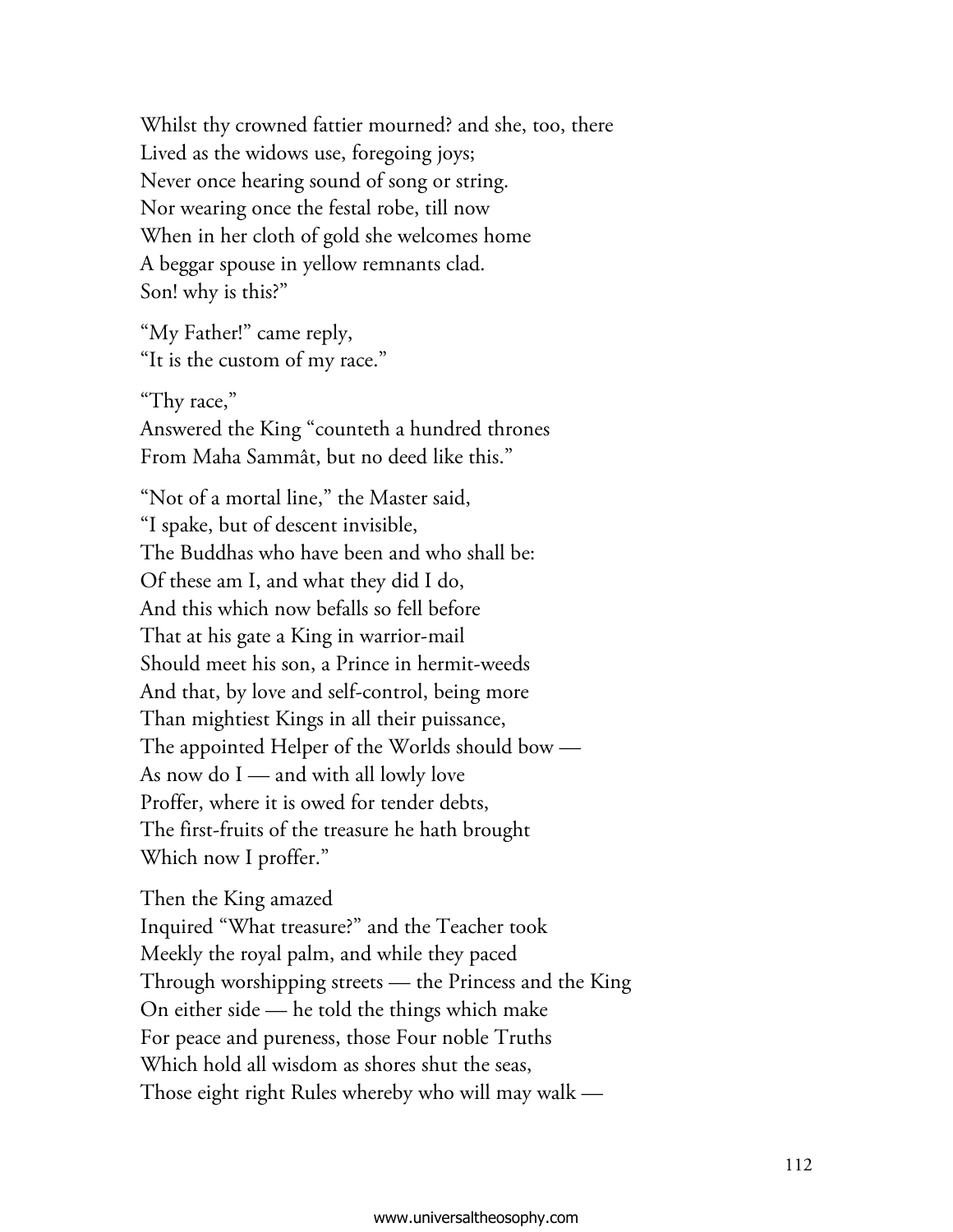Whilst thy crowned fattier mourned? and she, too, there
Lived as the widows use, foregoing joys;
Never once hearing sound of song or string.
Nor wearing once the festal robe, till now
When in her cloth of gold she welcomes home
A beggar spouse in yellow remnants clad.
Son! why is this?"

"My Father!" came reply,
"It is the custom of my race."

"Thy race,"
Answered the King "counteth a hundred thrones
From Maha Sammât, but no deed like this."

"Not of a mortal line," the Master said,
"I spake, but of descent invisible,
The Buddhas who have been and who shall be:
Of these am I, and what they did I do,
And this which now befalls so fell before
That at his gate a King in warrior-mail
Should meet his son, a Prince in hermit-weeds
And that, by love and self-control, being more
Than mightiest Kings in all their puissance,
The appointed Helper of the Worlds should bow —
As now do I — and with all lowly love
Proffer, where it is owed for tender debts,
The first-fruits of the treasure he hath brought
Which now I proffer."

Then the King amazed
Inquired "What treasure?" and the Teacher took
Meekly the royal palm, and while they paced
Through worshipping streets — the Princess and the King
On either side — he told the things which make
For peace and pureness, those Four noble Truths
Which hold all wisdom as shores shut the seas,
Those eight right Rules whereby who will may walk —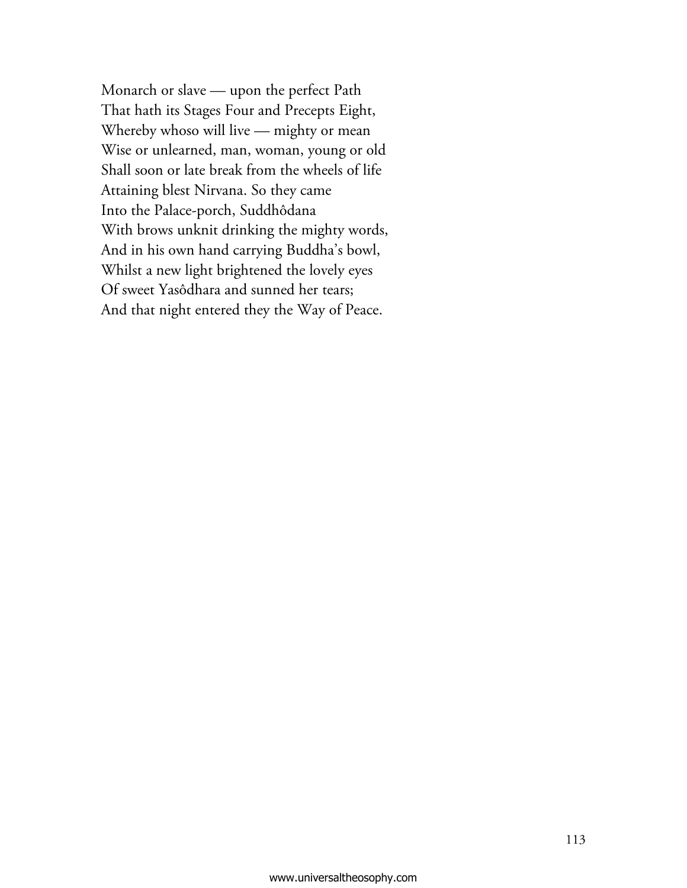Monarch or slave — upon the perfect Path
That hath its Stages Four and Precepts Eight,
Whereby whoso will live — mighty or mean
Wise or unlearned, man, woman, young or old
Shall soon or late break from the wheels of life
Attaining blest Nirvana. So they came
Into the Palace-porch, Suddhôdana
With brows unknit drinking the mighty words,
And in his own hand carrying Buddha's bowl,
Whilst a new light brightened the lovely eyes
Of sweet Yasôdhara and sunned her tears;
And that night entered they the Way of Peace.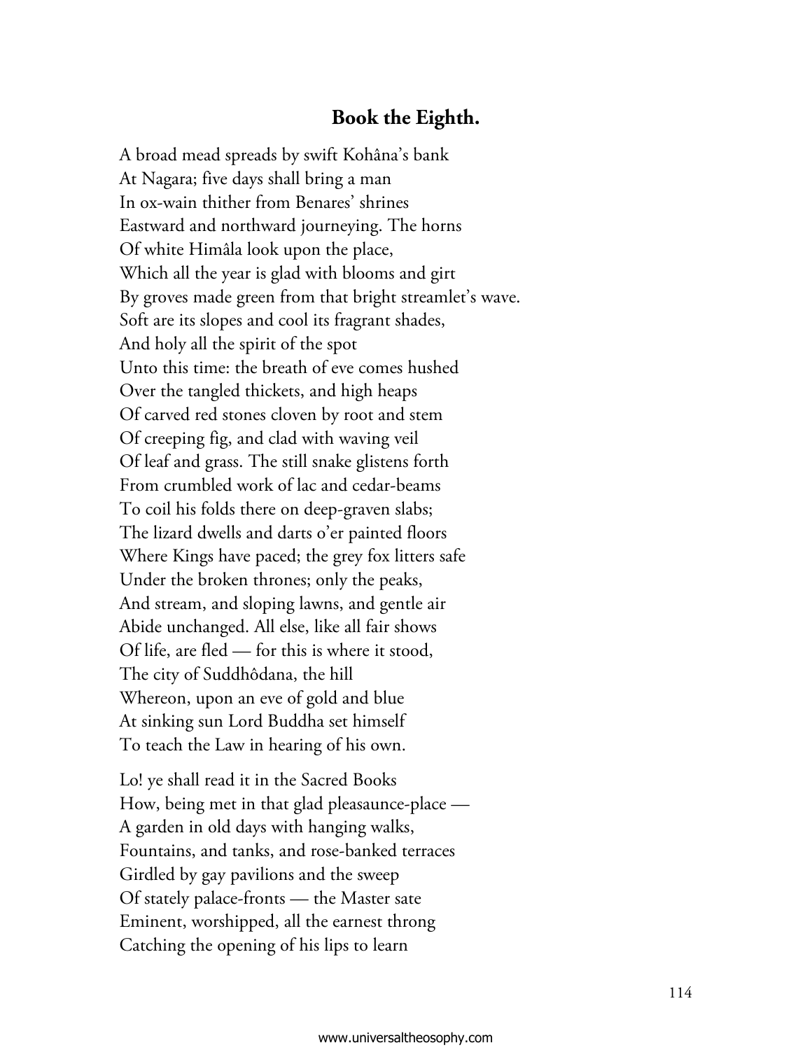## Book the Eighth.

A broad mead spreads by swift Kohâna's bank
At Nagara; five days shall bring a man
In ox-wain thither from Benares' shrines
Eastward and northward journeying. The horns
Of white Himâla look upon the place,
Which all the year is glad with blooms and girt
By groves made green from that bright streamlet's wave.
Soft are its slopes and cool its fragrant shades,
And holy all the spirit of the spot
Unto this time: the breath of eve comes hushed
Over the tangled thickets, and high heaps
Of carved red stones cloven by root and stem
Of creeping fig, and clad with waving veil
Of leaf and grass. The still snake glistens forth
From crumbled work of lac and cedar-beams
To coil his folds there on deep-graven slabs;
The lizard dwells and darts o'er painted floors
Where Kings have paced; the grey fox litters safe
Under the broken thrones; only the peaks,
And stream, and sloping lawns, and gentle air
Abide unchanged. All else, like all fair shows
Of life, are fled — for this is where it stood,
The city of Suddhôdana, the hill
Whereon, upon an eve of gold and blue
At sinking sun Lord Buddha set himself
To teach the Law in hearing of his own.

Lo! ye shall read it in the Sacred Books
How, being met in that glad pleasaunce-place —
A garden in old days with hanging walks,
Fountains, and tanks, and rose-banked terraces
Girdled by gay pavilions and the sweep
Of stately palace-fronts — the Master sate
Eminent, worshipped, all the earnest throng
Catching the opening of his lips to learn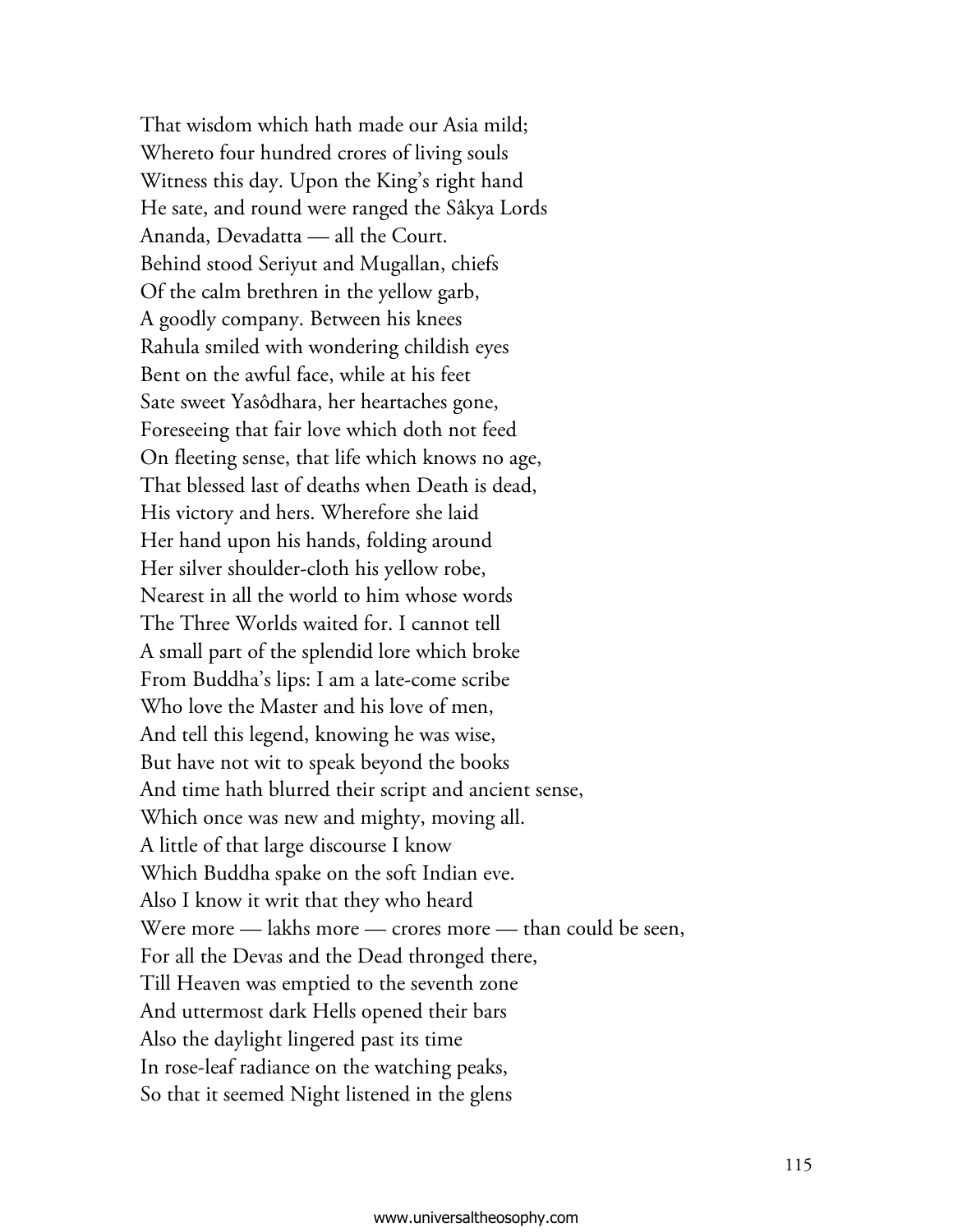That wisdom which hath made our Asia mild;
Whereto four hundred crores of living souls
Witness this day. Upon the King's right hand
He sate, and round were ranged the Sâkya Lords
Ananda, Devadatta — all the Court.
Behind stood Seriyut and Mugallan, chiefs
Of the calm brethren in the yellow garb,
A goodly company. Between his knees
Rahula smiled with wondering childish eyes
Bent on the awful face, while at his feet
Sate sweet Yasôdhara, her heartaches gone,
Foreseeing that fair love which doth not feed
On fleeting sense, that life which knows no age,
That blessed last of deaths when Death is dead,
His victory and hers. Wherefore she laid
Her hand upon his hands, folding around
Her silver shoulder-cloth his yellow robe,
Nearest in all the world to him whose words
The Three Worlds waited for. I cannot tell
A small part of the splendid lore which broke
From Buddha's lips: I am a late-come scribe
Who love the Master and his love of men,
And tell this legend, knowing he was wise,
But have not wit to speak beyond the books
And time hath blurred their script and ancient sense,
Which once was new and mighty, moving all.
A little of that large discourse I know
Which Buddha spake on the soft Indian eve.
Also I know it writ that they who heard
Were more — lakhs more — crores more — than could be seen,
For all the Devas and the Dead thronged there,
Till Heaven was emptied to the seventh zone
And uttermost dark Hells opened their bars
Also the daylight lingered past its time
In rose-leaf radiance on the watching peaks,
So that it seemed Night listened in the glens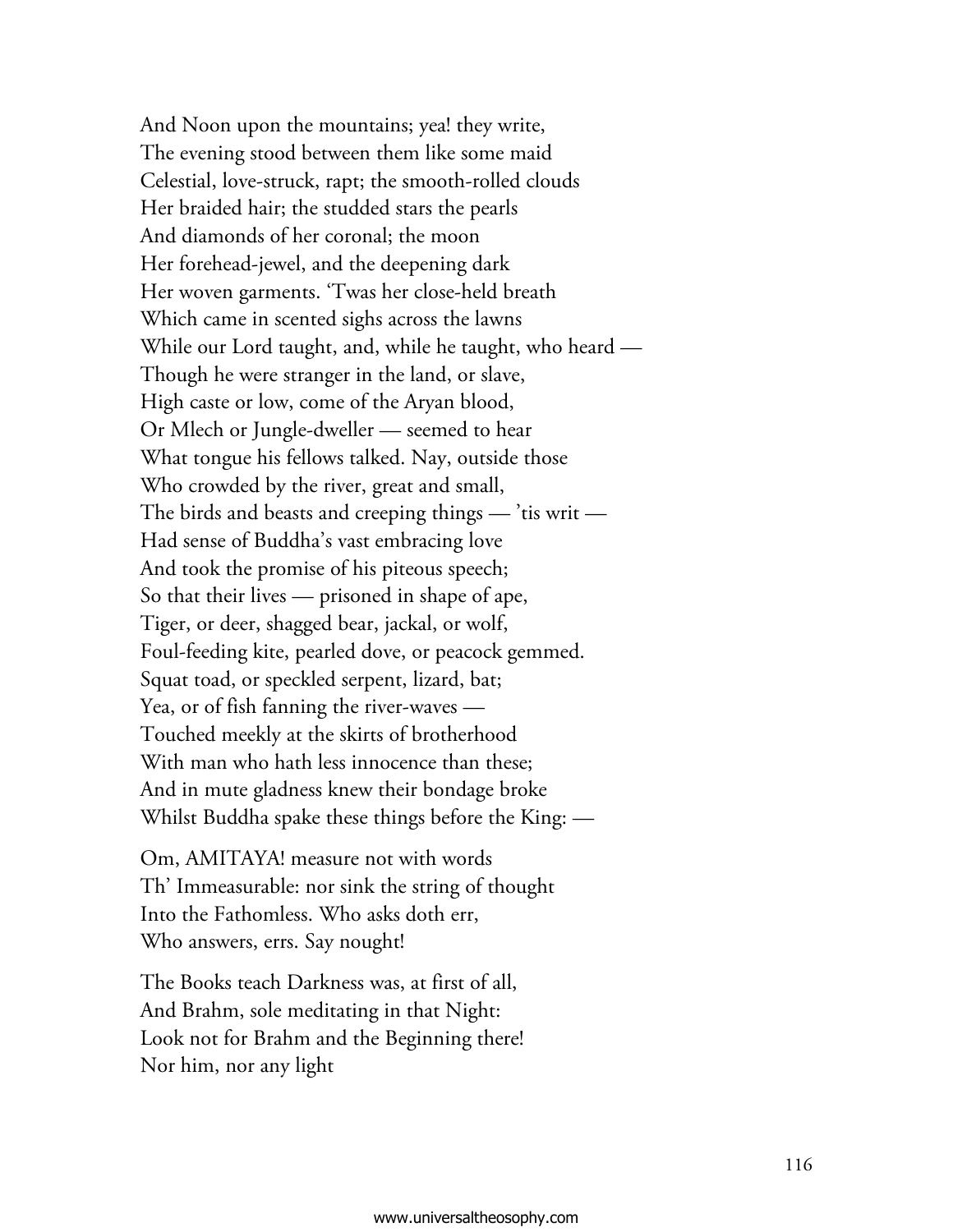And Noon upon the mountains; yea! they write,
The evening stood between them like some maid
Celestial, love-struck, rapt; the smooth-rolled clouds
Her braided hair; the studded stars the pearls
And diamonds of her coronal; the moon
Her forehead-jewel, and the deepening dark
Her woven garments. 'Twas her close-held breath
Which came in scented sighs across the lawns
While our Lord taught, and, while he taught, who heard —
Though he were stranger in the land, or slave,
High caste or low, come of the Aryan blood,
Or Mlech or Jungle-dweller — seemed to hear
What tongue his fellows talked. Nay, outside those
Who crowded by the river, great and small,
The birds and beasts and creeping things — 'tis writ —
Had sense of Buddha's vast embracing love
And took the promise of his piteous speech;
So that their lives — prisoned in shape of ape,
Tiger, or deer, shagged bear, jackal, or wolf,
Foul-feeding kite, pearled dove, or peacock gemmed.
Squat toad, or speckled serpent, lizard, bat;
Yea, or of fish fanning the river-waves —
Touched meekly at the skirts of brotherhood
With man who hath less innocence than these;
And in mute gladness knew their bondage broke
Whilst Buddha spake these things before the King: —

Om, AMITAYA! measure not with words
Th' Immeasurable: nor sink the string of thought
Into the Fathomless. Who asks doth err,
Who answers, errs. Say nought!

The Books teach Darkness was, at first of all,
And Brahm, sole meditating in that Night:
Look not for Brahm and the Beginning there!
Nor him, nor any light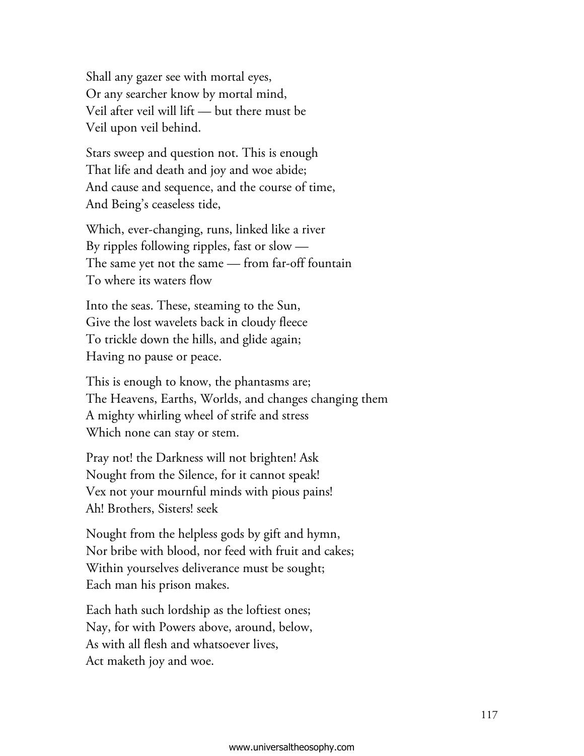Shall any gazer see with mortal eyes,  
Or any searcher know by mortal mind,  
Veil after veil will lift — but there must be  
Veil upon veil behind.

Stars sweep and question not. This is enough  
That life and death and joy and woe abide;  
And cause and sequence, and the course of time,  
And Being's ceaseless tide,

Which, ever-changing, runs, linked like a river  
By ripples following ripples, fast or slow —  
The same yet not the same — from far-off fountain  
To where its waters flow

Into the seas. These, steaming to the Sun,  
Give the lost wavelets back in cloudy fleece  
To trickle down the hills, and glide again;  
Having no pause or peace.

This is enough to know, the phantasms are;  
The Heavens, Earths, Worlds, and changes changing them  
A mighty whirling wheel of strife and stress  
Which none can stay or stem.

Pray not! the Darkness will not brighten! Ask  
Nought from the Silence, for it cannot speak!  
Vex not your mournful minds with pious pains!  
Ah! Brothers, Sisters! seek

Nought from the helpless gods by gift and hymn,  
Nor bribe with blood, nor feed with fruit and cakes;  
Within yourselves deliverance must be sought;  
Each man his prison makes.

Each hath such lordship as the loftiest ones;  
Nay, for with Powers above, around, below,  
As with all flesh and whatsoever lives,  
Act maketh joy and woe.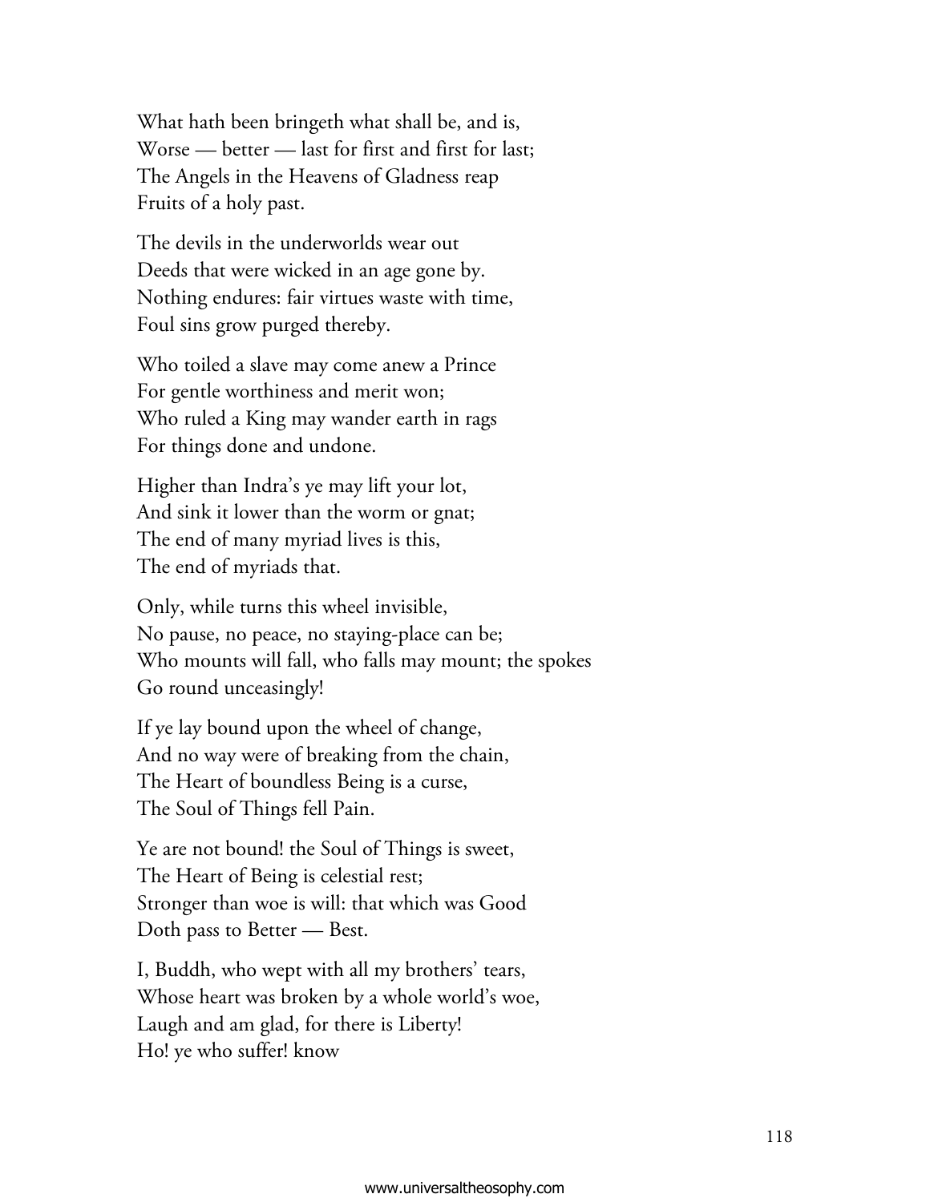What hath been bringeth what shall be, and is,
Worse — better — last for first and first for last;
The Angels in the Heavens of Gladness reap
Fruits of a holy past.

The devils in the underworlds wear out
Deeds that were wicked in an age gone by.
Nothing endures: fair virtues waste with time,
Foul sins grow purged thereby.

Who toiled a slave may come anew a Prince
For gentle worthiness and merit won;
Who ruled a King may wander earth in rags
For things done and undone.

Higher than Indra's ye may lift your lot,
And sink it lower than the worm or gnat;
The end of many myriad lives is this,
The end of myriads that.

Only, while turns this wheel invisible,
No pause, no peace, no staying-place can be;
Who mounts will fall, who falls may mount; the spokes
Go round unceasingly!

If ye lay bound upon the wheel of change,
And no way were of breaking from the chain,
The Heart of boundless Being is a curse,
The Soul of Things fell Pain.

Ye are not bound! the Soul of Things is sweet,
The Heart of Being is celestial rest;
Stronger than woe is will: that which was Good
Doth pass to Better — Best.

I, Buddh, who wept with all my brothers' tears,
Whose heart was broken by a whole world's woe,
Laugh and am glad, for there is Liberty!
Ho! ye who suffer! know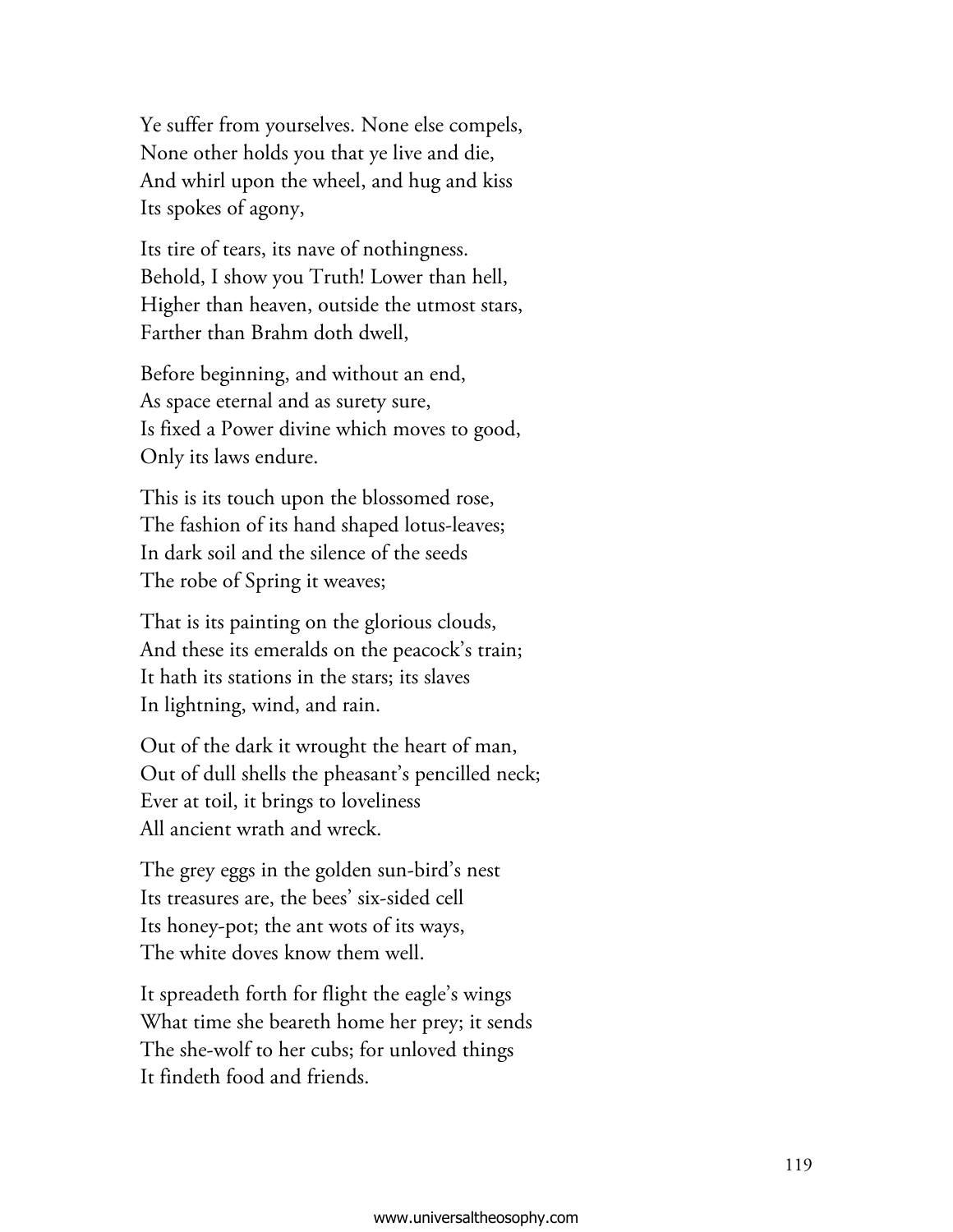Ye suffer from yourselves. None else compels,
None other holds you that ye live and die,
And whirl upon the wheel, and hug and kiss
Its spokes of agony,

Its tire of tears, its nave of nothingness.
Behold, I show you Truth! Lower than hell,
Higher than heaven, outside the utmost stars,
Farther than Brahm doth dwell,

Before beginning, and without an end,
As space eternal and as surety sure,
Is fixed a Power divine which moves to good,
Only its laws endure.

This is its touch upon the blossomed rose,
The fashion of its hand shaped lotus-leaves;
In dark soil and the silence of the seeds
The robe of Spring it weaves;

That is its painting on the glorious clouds,
And these its emeralds on the peacock's train;
It hath its stations in the stars; its slaves
In lightning, wind, and rain.

Out of the dark it wrought the heart of man,
Out of dull shells the pheasant's pencilled neck;
Ever at toil, it brings to loveliness
All ancient wrath and wreck.

The grey eggs in the golden sun-bird's nest
Its treasures are, the bees' six-sided cell
Its honey-pot; the ant wots of its ways,
The white doves know them well.

It spreadeth forth for flight the eagle's wings
What time she beareth home her prey; it sends
The she-wolf to her cubs; for unloved things
It findeth food and friends.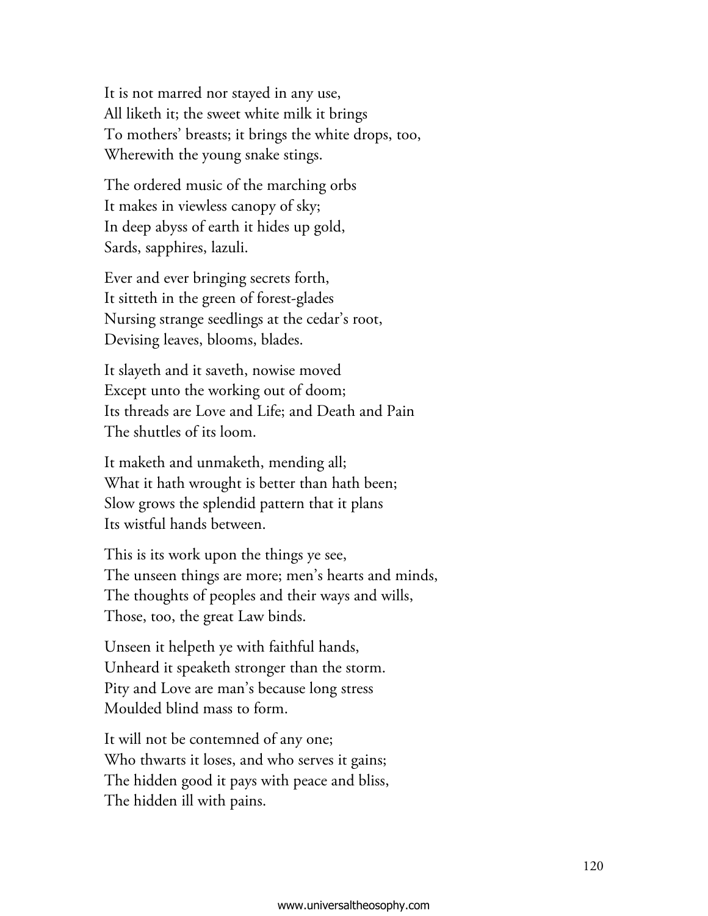It is not marred nor stayed in any use,  
All liketh it; the sweet white milk it brings  
To mothers' breasts; it brings the white drops, too,  
Wherewith the young snake stings.

The ordered music of the marching orbs  
It makes in viewless canopy of sky;  
In deep abyss of earth it hides up gold,  
Sards, sapphires, lazuli.

Ever and ever bringing secrets forth,  
It sitteth in the green of forest-glades  
Nursing strange seedlings at the cedar's root,  
Devising leaves, blooms, blades.

It slayeth and it saveth, nowise moved  
Except unto the working out of doom;  
Its threads are Love and Life; and Death and Pain  
The shuttles of its loom.

It maketh and unmaketh, mending all;  
What it hath wrought is better than hath been;  
Slow grows the splendid pattern that it plans  
Its wistful hands between.

This is its work upon the things ye see,  
The unseen things are more; men's hearts and minds,  
The thoughts of peoples and their ways and wills,  
Those, too, the great Law binds.

Unseen it helpeth ye with faithful hands,  
Unheard it speaketh stronger than the storm.  
Pity and Love are man's because long stress  
Moulded blind mass to form.

It will not be contemned of any one;  
Who thwarts it loses, and who serves it gains;  
The hidden good it pays with peace and bliss,  
The hidden ill with pains.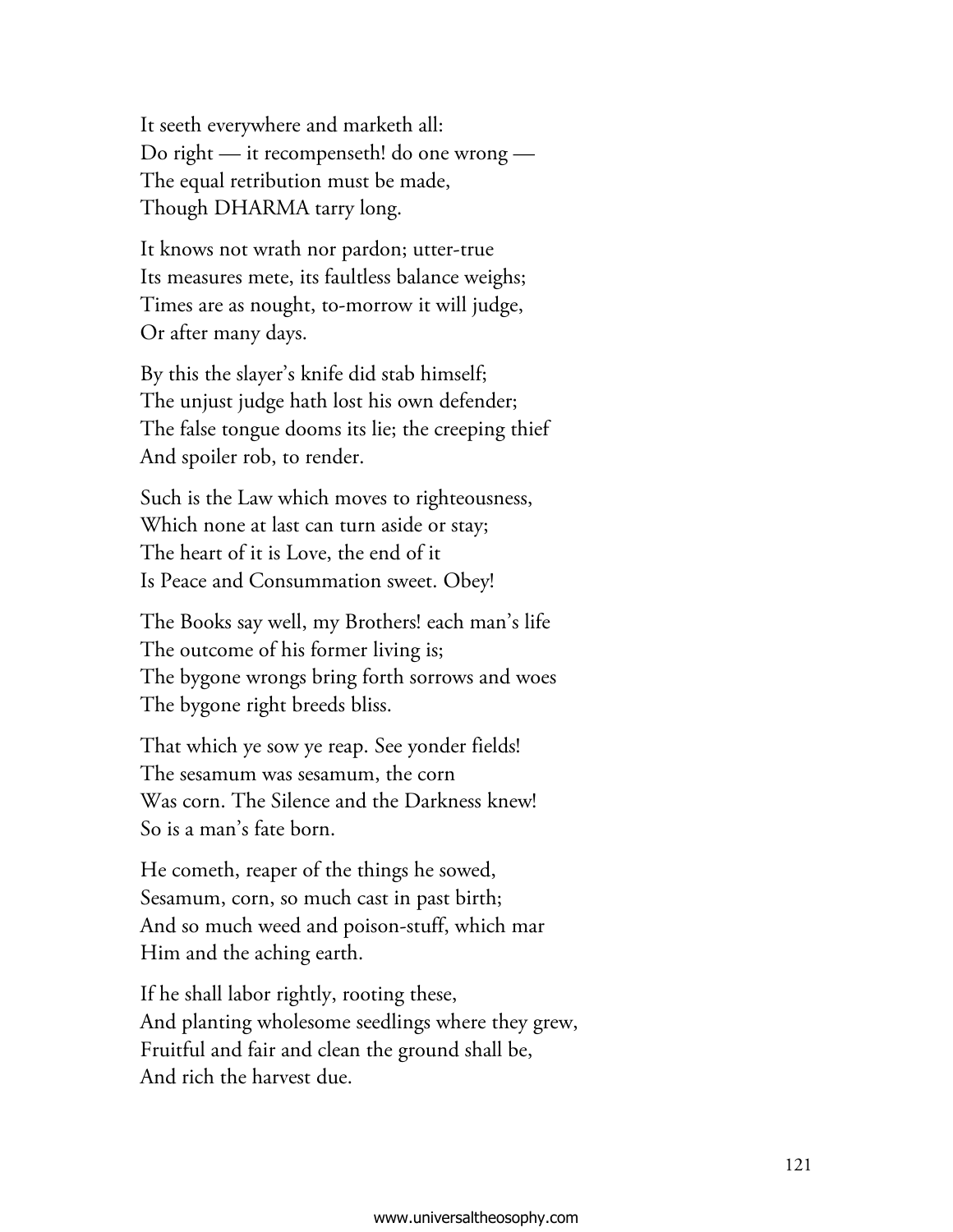It seeth everywhere and marketh all:
Do right — it recompenseth! do one wrong —
The equal retribution must be made,
Though DHARMA tarry long.

It knows not wrath nor pardon; utter-true
Its measures mete, its faultless balance weighs;
Times are as nought, to-morrow it will judge,
Or after many days.

By this the slayer's knife did stab himself;
The unjust judge hath lost his own defender;
The false tongue dooms its lie; the creeping thief
And spoiler rob, to render.

Such is the Law which moves to righteousness,
Which none at last can turn aside or stay;
The heart of it is Love, the end of it
Is Peace and Consummation sweet. Obey!

The Books say well, my Brothers! each man's life
The outcome of his former living is;
The bygone wrongs bring forth sorrows and woes
The bygone right breeds bliss.

That which ye sow ye reap. See yonder fields!
The sesamum was sesamum, the corn
Was corn. The Silence and the Darkness knew!
So is a man's fate born.

He cometh, reaper of the things he sowed,
Sesamum, corn, so much cast in past birth;
And so much weed and poison-stuff, which mar
Him and the aching earth.

If he shall labor rightly, rooting these,
And planting wholesome seedlings where they grew,
Fruitful and fair and clean the ground shall be,
And rich the harvest due.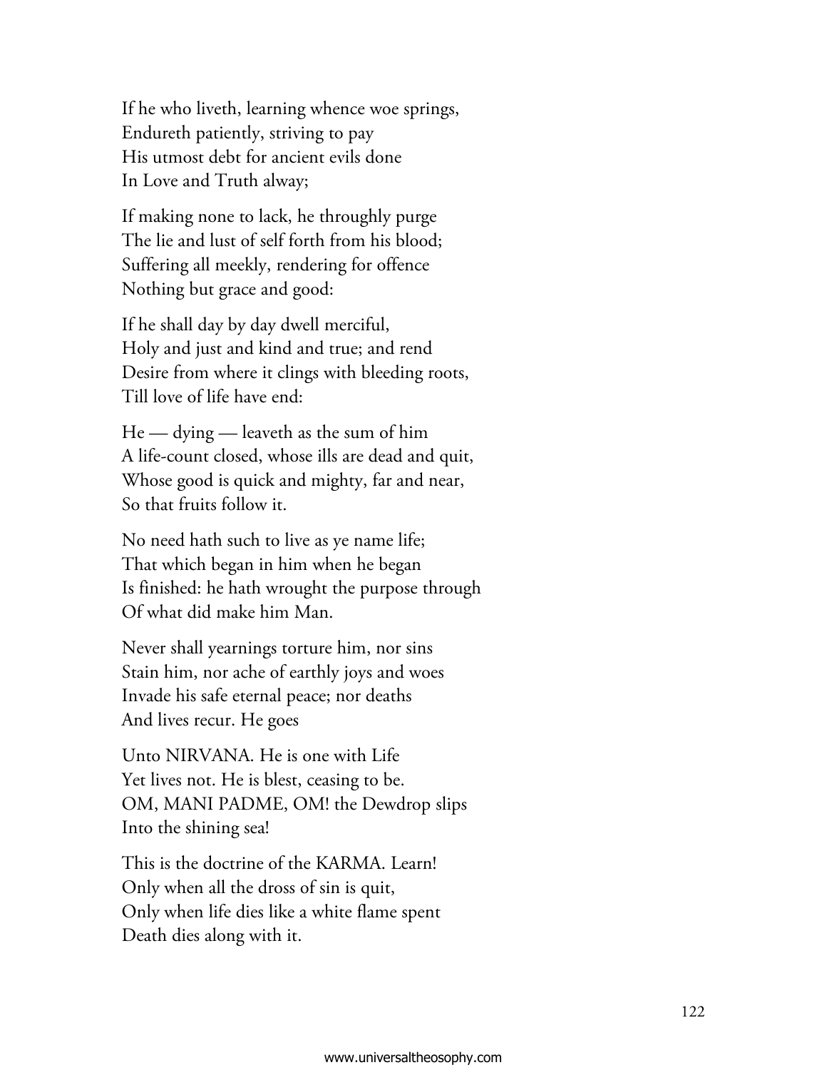If he who liveth, learning whence woe springs,
Endureth patiently, striving to pay
His utmost debt for ancient evils done
In Love and Truth alway;

If making none to lack, he throughly purge
The lie and lust of self forth from his blood;
Suffering all meekly, rendering for offence
Nothing but grace and good:

If he shall day by day dwell merciful,
Holy and just and kind and true; and rend
Desire from where it clings with bleeding roots,
Till love of life have end:

He — dying — leaveth as the sum of him
A life-count closed, whose ills are dead and quit,
Whose good is quick and mighty, far and near,
So that fruits follow it.

No need hath such to live as ye name life;
That which began in him when he began
Is finished: he hath wrought the purpose through
Of what did make him Man.

Never shall yearnings torture him, nor sins
Stain him, nor ache of earthly joys and woes
Invade his safe eternal peace; nor deaths
And lives recur. He goes

Unto NIRVANA. He is one with Life
Yet lives not. He is blest, ceasing to be.
OM, MANI PADME, OM! the Dewdrop slips
Into the shining sea!

This is the doctrine of the KARMA. Learn!
Only when all the dross of sin is quit,
Only when life dies like a white flame spent
Death dies along with it.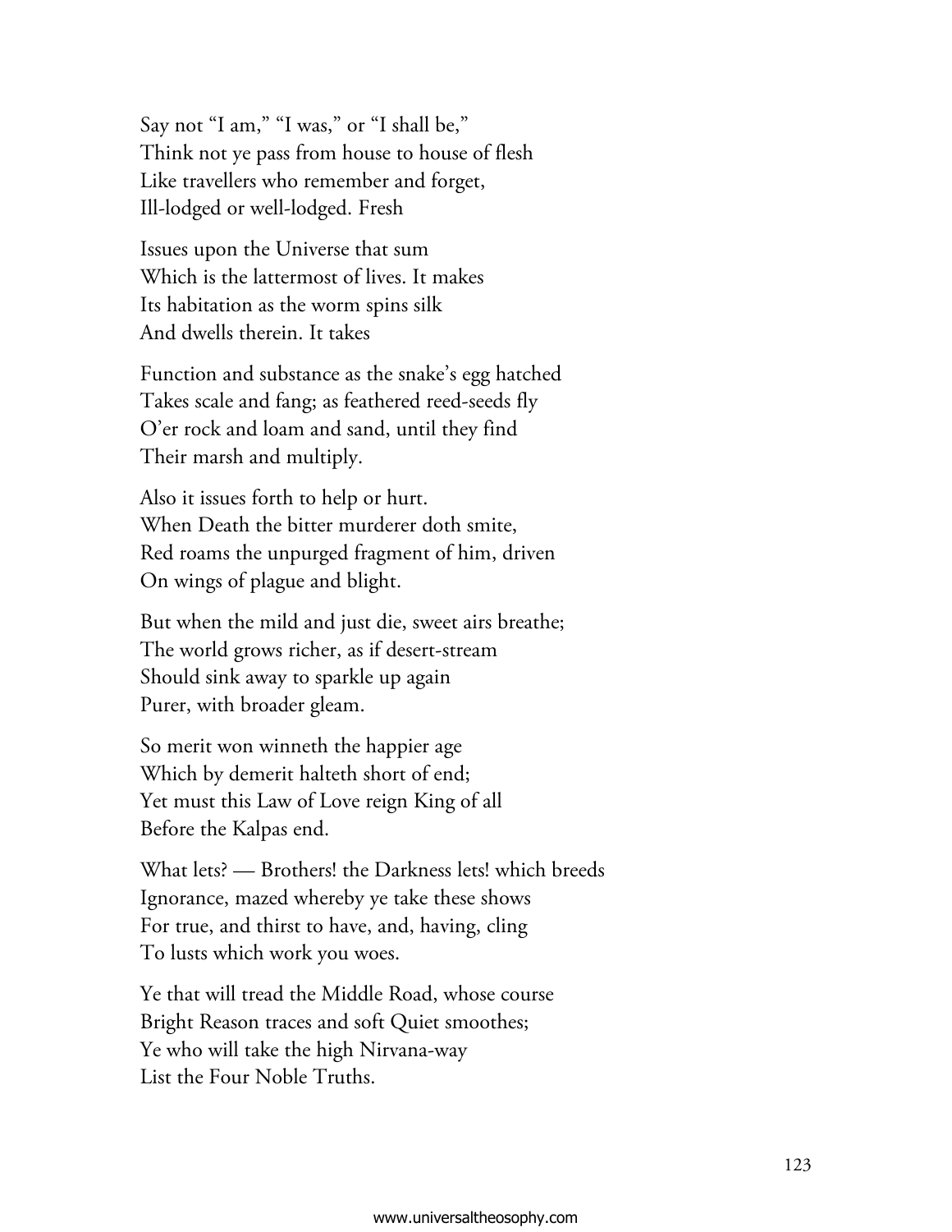Say not "I am," "I was," or "I shall be,"
Think not ye pass from house to house of flesh
Like travellers who remember and forget,
Ill-lodged or well-lodged. Fresh

Issues upon the Universe that sum
Which is the lattermost of lives. It makes
Its habitation as the worm spins silk
And dwells therein. It takes

Function and substance as the snake's egg hatched
Takes scale and fang; as feathered reed-seeds fly
O'er rock and loam and sand, until they find
Their marsh and multiply.

Also it issues forth to help or hurt.
When Death the bitter murderer doth smite,
Red roams the unpurged fragment of him, driven
On wings of plague and blight.

But when the mild and just die, sweet airs breathe;
The world grows richer, as if desert-stream
Should sink away to sparkle up again
Purer, with broader gleam.

So merit won winneth the happier age
Which by demerit halteth short of end;
Yet must this Law of Love reign King of all
Before the Kalpas end.

What lets? — Brothers! the Darkness lets! which breeds
Ignorance, mazed whereby ye take these shows
For true, and thirst to have, and, having, cling
To lusts which work you woes.

Ye that will tread the Middle Road, whose course
Bright Reason traces and soft Quiet smoothes;
Ye who will take the high Nirvana-way
List the Four Noble Truths.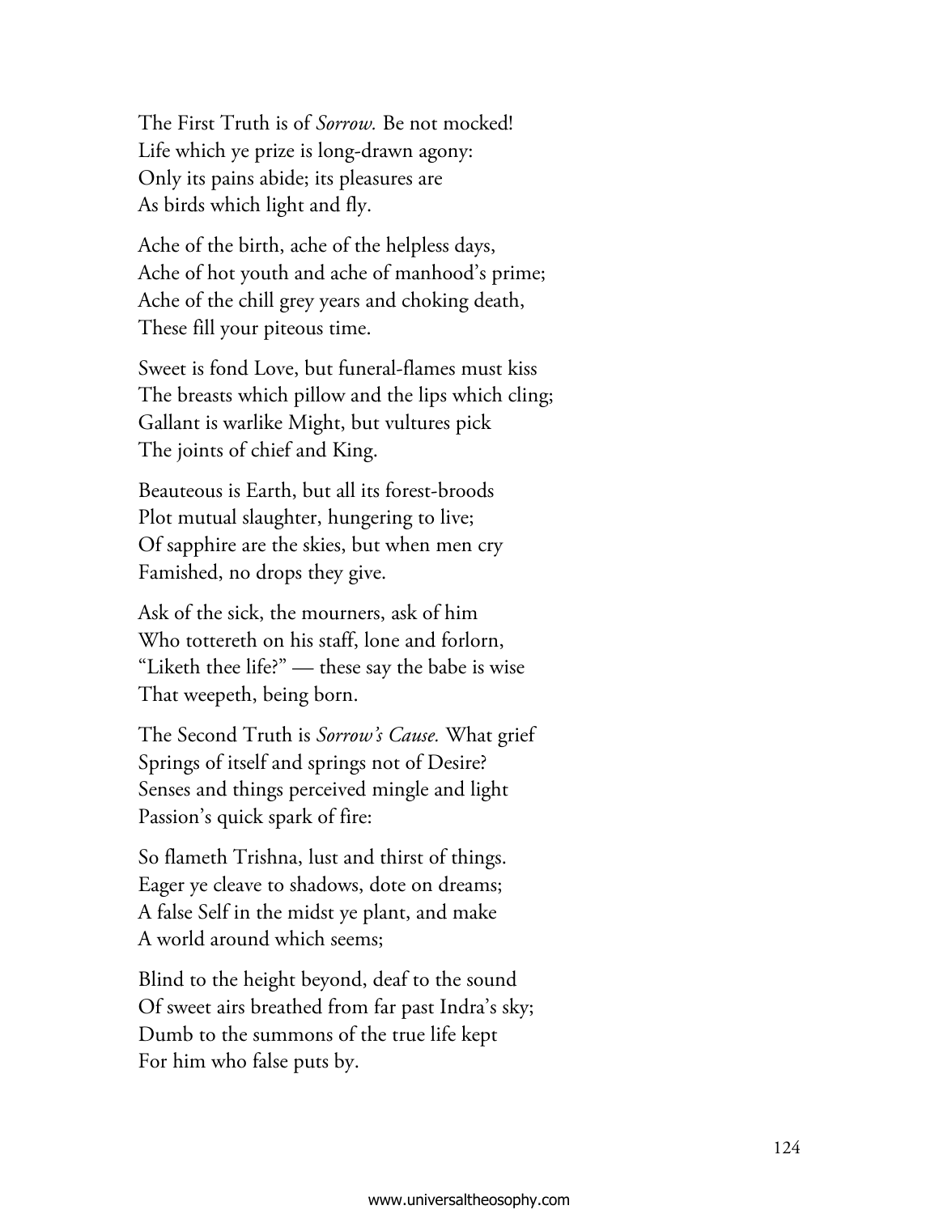The First Truth is of *Sorrow.* Be not mocked!
Life which ye prize is long-drawn agony:
Only its pains abide; its pleasures are
As birds which light and fly.

Ache of the birth, ache of the helpless days,
Ache of hot youth and ache of manhood's prime;
Ache of the chill grey years and choking death,
These fill your piteous time.

Sweet is fond Love, but funeral-flames must kiss
The breasts which pillow and the lips which cling;
Gallant is warlike Might, but vultures pick
The joints of chief and King.

Beauteous is Earth, but all its forest-broods
Plot mutual slaughter, hungering to live;
Of sapphire are the skies, but when men cry
Famished, no drops they give.

Ask of the sick, the mourners, ask of him
Who tottereth on his staff, lone and forlorn,
"Liketh thee life?" — these say the babe is wise
That weepeth, being born.

The Second Truth is *Sorrow's Cause.* What grief
Springs of itself and springs not of Desire?
Senses and things perceived mingle and light
Passion's quick spark of fire:

So flameth Trishna, lust and thirst of things.
Eager ye cleave to shadows, dote on dreams;
A false Self in the midst ye plant, and make
A world around which seems;

Blind to the height beyond, deaf to the sound
Of sweet airs breathed from far past Indra's sky;
Dumb to the summons of the true life kept
For him who false puts by.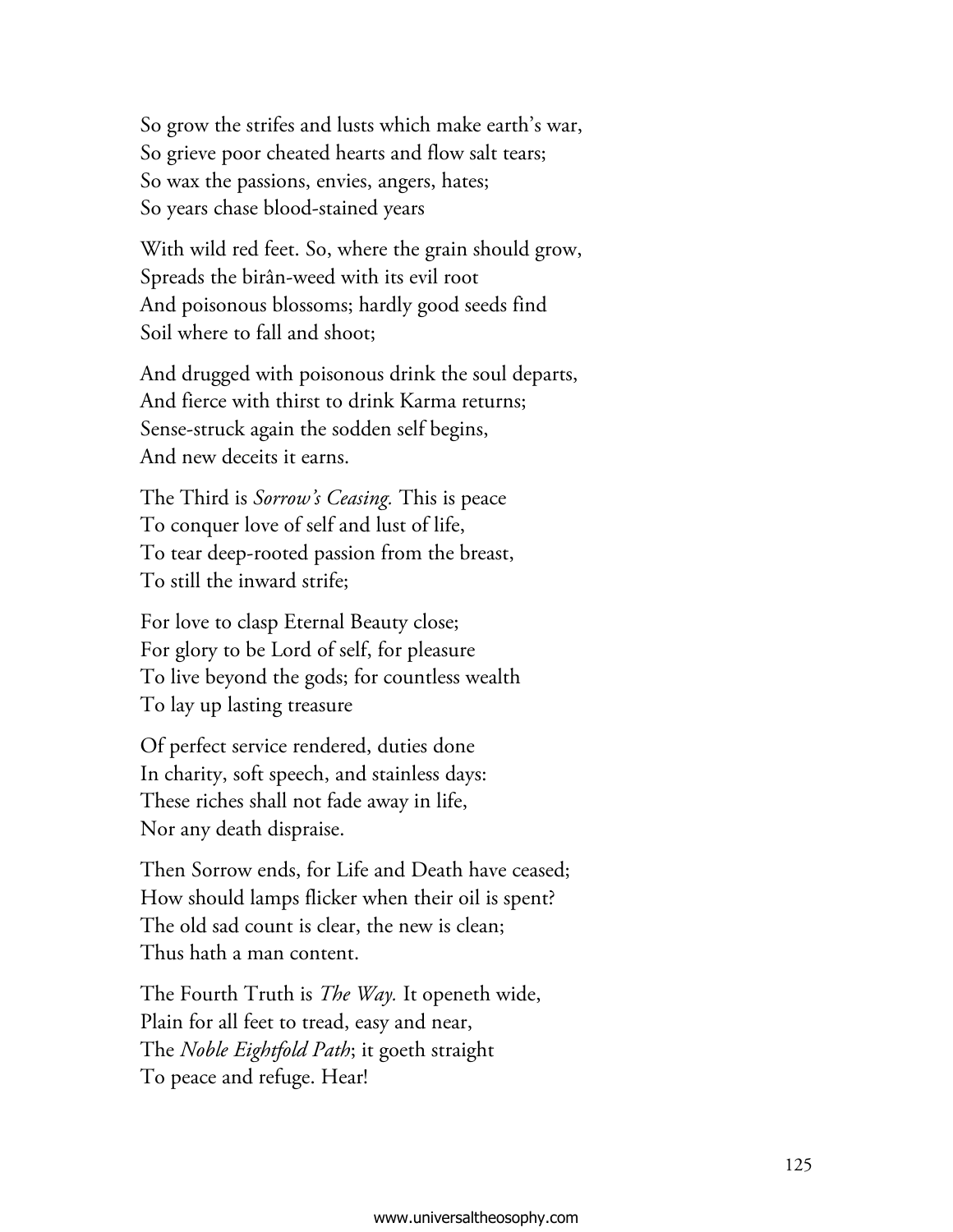So grow the strifes and lusts which make earth's war,  
So grieve poor cheated hearts and flow salt tears;  
So wax the passions, envies, angers, hates;  
So years chase blood-stained years

With wild red feet. So, where the grain should grow,  
Spreads the birân-weed with its evil root  
And poisonous blossoms; hardly good seeds find  
Soil where to fall and shoot;

And drugged with poisonous drink the soul departs,  
And fierce with thirst to drink Karma returns;  
Sense-struck again the sodden self begins,  
And new deceits it earns.

The Third is *Sorrow's Ceasing.* This is peace  
To conquer love of self and lust of life,  
To tear deep-rooted passion from the breast,  
To still the inward strife;

For love to clasp Eternal Beauty close;  
For glory to be Lord of self, for pleasure  
To live beyond the gods; for countless wealth  
To lay up lasting treasure

Of perfect service rendered, duties done  
In charity, soft speech, and stainless days:  
These riches shall not fade away in life,  
Nor any death dispraise.

Then Sorrow ends, for Life and Death have ceased;  
How should lamps flicker when their oil is spent?  
The old sad count is clear, the new is clean;  
Thus hath a man content.

The Fourth Truth is *The Way.* It openeth wide,  
Plain for all feet to tread, easy and near,  
The *Noble Eightfold Path*; it goeth straight  
To peace and refuge. Hear!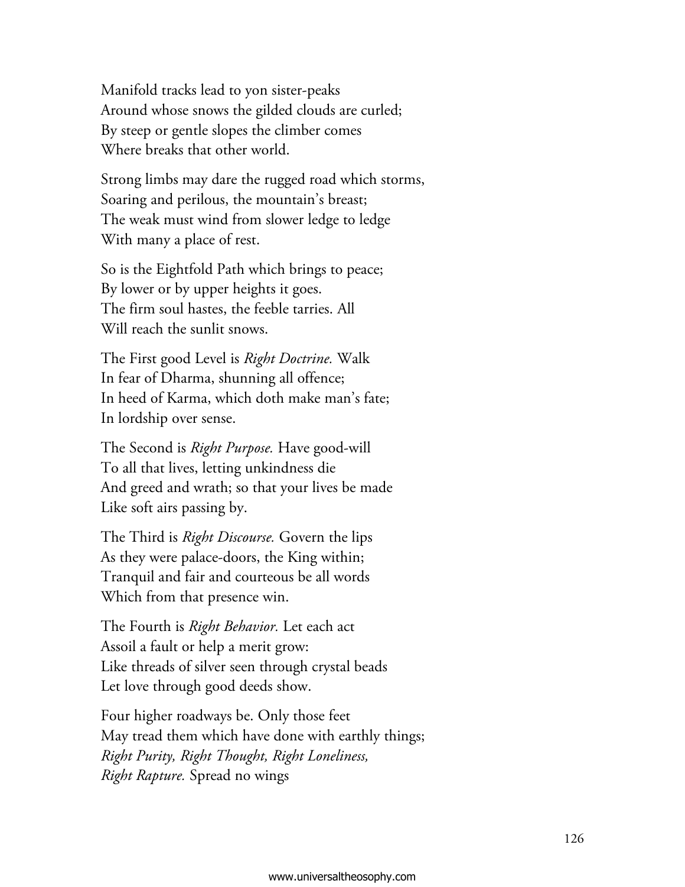Manifold tracks lead to yon sister-peaks
Around whose snows the gilded clouds are curled;
By steep or gentle slopes the climber comes
Where breaks that other world.

Strong limbs may dare the rugged road which storms,
Soaring and perilous, the mountain's breast;
The weak must wind from slower ledge to ledge
With many a place of rest.

So is the Eightfold Path which brings to peace;
By lower or by upper heights it goes.
The firm soul hastes, the feeble tarries. All
Will reach the sunlit snows.

The First good Level is *Right Doctrine.* Walk
In fear of Dharma, shunning all offence;
In heed of Karma, which doth make man's fate;
In lordship over sense.

The Second is *Right Purpose.* Have good-will
To all that lives, letting unkindness die
And greed and wrath; so that your lives be made
Like soft airs passing by.

The Third is *Right Discourse.* Govern the lips
As they were palace-doors, the King within;
Tranquil and fair and courteous be all words
Which from that presence win.

The Fourth is *Right Behavior.* Let each act
Assoil a fault or help a merit grow:
Like threads of silver seen through crystal beads
Let love through good deeds show.

Four higher roadways be. Only those feet
May tread them which have done with earthly things;
*Right Purity, Right Thought, Right Loneliness,*
*Right Rapture.* Spread no wings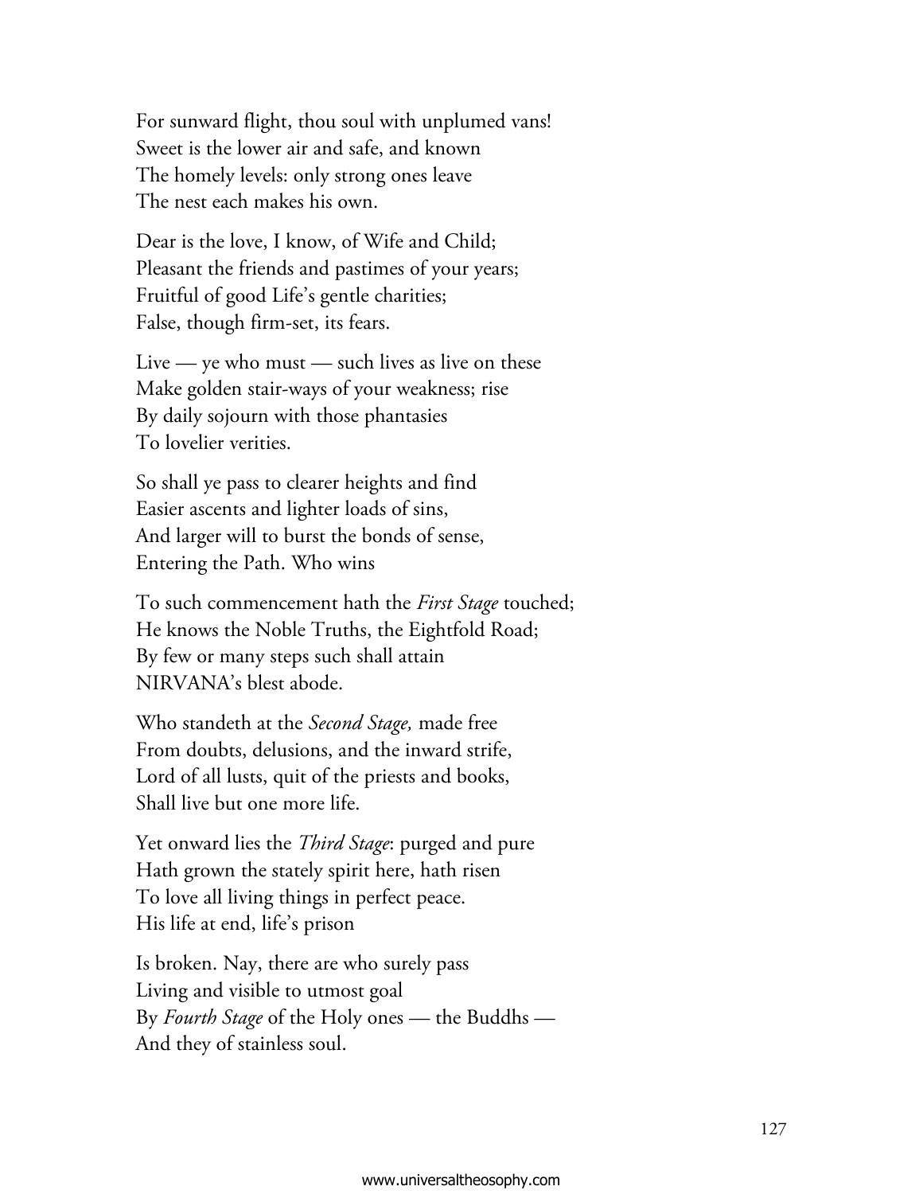For sunward flight, thou soul with unplumed vans!
Sweet is the lower air and safe, and known
The homely levels: only strong ones leave
The nest each makes his own.

Dear is the love, I know, of Wife and Child;
Pleasant the friends and pastimes of your years;
Fruitful of good Life's gentle charities;
False, though firm-set, its fears.

Live — ye who must — such lives as live on these
Make golden stair-ways of your weakness; rise
By daily sojourn with those phantasies
To lovelier verities.

So shall ye pass to clearer heights and find
Easier ascents and lighter loads of sins,
And larger will to burst the bonds of sense,
Entering the Path. Who wins

To such commencement hath the *First Stage* touched;
He knows the Noble Truths, the Eightfold Road;
By few or many steps such shall attain
NIRVANA's blest abode.

Who standeth at the *Second Stage,* made free
From doubts, delusions, and the inward strife,
Lord of all lusts, quit of the priests and books,
Shall live but one more life.

Yet onward lies the *Third Stage*: purged and pure
Hath grown the stately spirit here, hath risen
To love all living things in perfect peace.
His life at end, life's prison

Is broken. Nay, there are who surely pass
Living and visible to utmost goal
By *Fourth Stage* of the Holy ones — the Buddhs —
And they of stainless soul.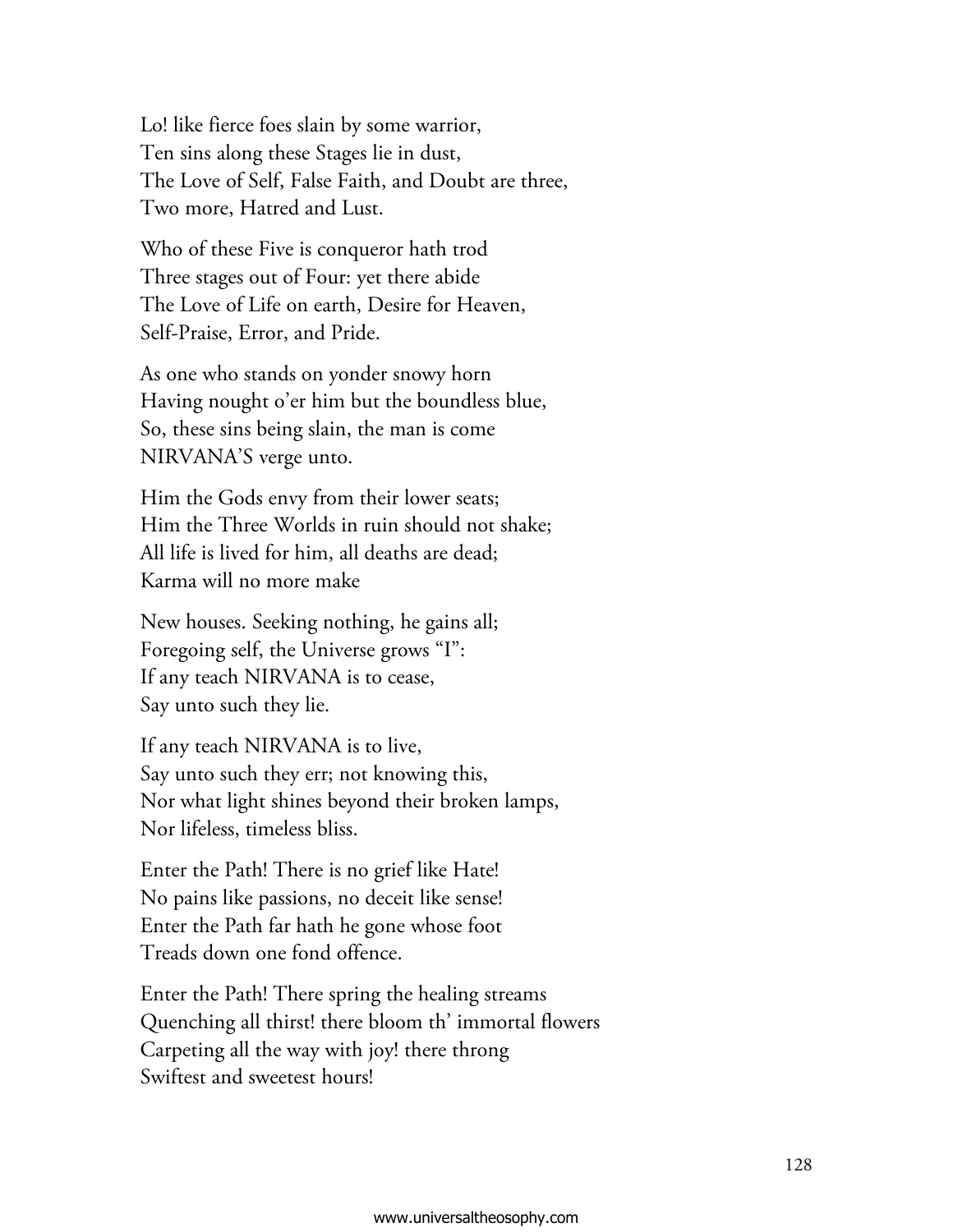Lo! like fierce foes slain by some warrior,
Ten sins along these Stages lie in dust,
The Love of Self, False Faith, and Doubt are three,
Two more, Hatred and Lust.

Who of these Five is conqueror hath trod
Three stages out of Four: yet there abide
The Love of Life on earth, Desire for Heaven,
Self-Praise, Error, and Pride.

As one who stands on yonder snowy horn
Having nought o'er him but the boundless blue,
So, these sins being slain, the man is come
NIRVANA'S verge unto.

Him the Gods envy from their lower seats;
Him the Three Worlds in ruin should not shake;
All life is lived for him, all deaths are dead;
Karma will no more make

New houses. Seeking nothing, he gains all;
Foregoing self, the Universe grows "I":
If any teach NIRVANA is to cease,
Say unto such they lie.

If any teach NIRVANA is to live,
Say unto such they err; not knowing this,
Nor what light shines beyond their broken lamps,
Nor lifeless, timeless bliss.

Enter the Path! There is no grief like Hate!
No pains like passions, no deceit like sense!
Enter the Path far hath he gone whose foot
Treads down one fond offence.

Enter the Path! There spring the healing streams
Quenching all thirst! there bloom th' immortal flowers
Carpeting all the way with joy! there throng
Swiftest and sweetest hours!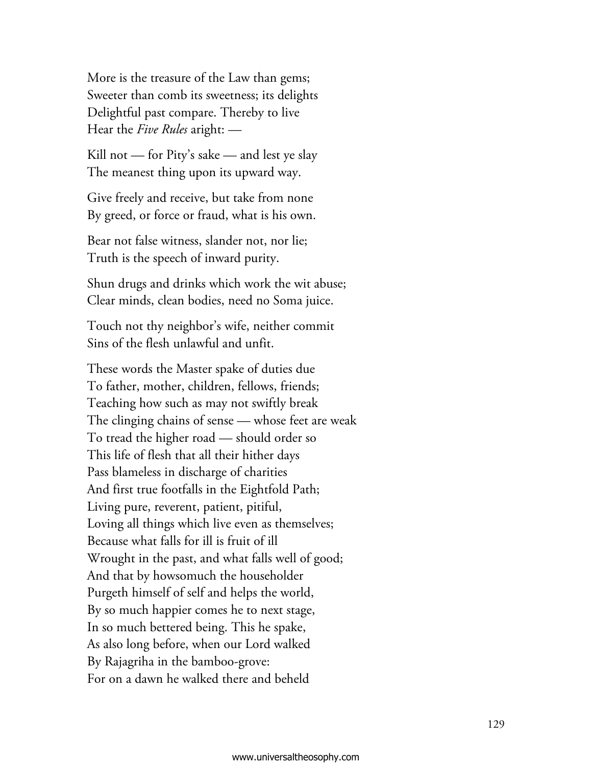More is the treasure of the Law than gems;
Sweeter than comb its sweetness; its delights
Delightful past compare. Thereby to live
Hear the *Five Rules* aright: —

Kill not — for Pity's sake — and lest ye slay
The meanest thing upon its upward way.

Give freely and receive, but take from none
By greed, or force or fraud, what is his own.

Bear not false witness, slander not, nor lie;
Truth is the speech of inward purity.

Shun drugs and drinks which work the wit abuse;
Clear minds, clean bodies, need no Soma juice.

Touch not thy neighbor's wife, neither commit
Sins of the flesh unlawful and unfit.

These words the Master spake of duties due
To father, mother, children, fellows, friends;
Teaching how such as may not swiftly break
The clinging chains of sense — whose feet are weak
To tread the higher road — should order so
This life of flesh that all their hither days
Pass blameless in discharge of charities
And first true footfalls in the Eightfold Path;
Living pure, reverent, patient, pitiful,
Loving all things which live even as themselves;
Because what falls for ill is fruit of ill
Wrought in the past, and what falls well of good;
And that by howsomuch the householder
Purgeth himself of self and helps the world,
By so much happier comes he to next stage,
In so much bettered being. This he spake,
As also long before, when our Lord walked
By Rajagriha in the bamboo-grove:
For on a dawn he walked there and beheld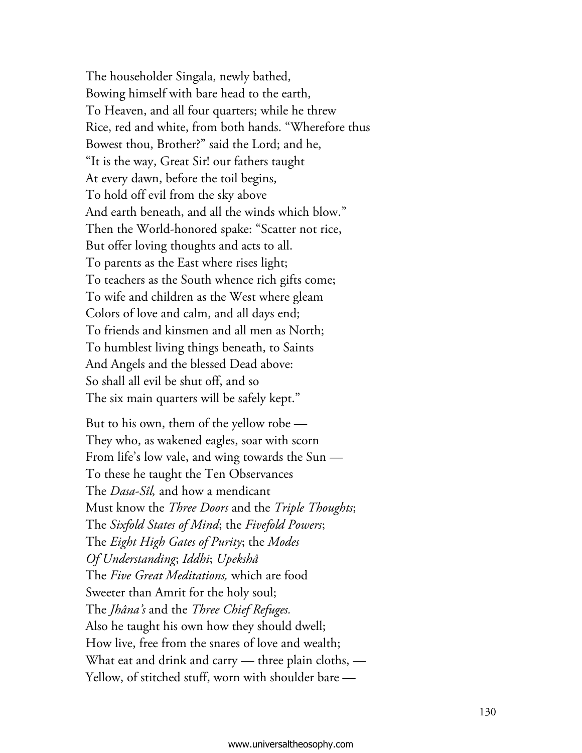The householder Singala, newly bathed,
Bowing himself with bare head to the earth,
To Heaven, and all four quarters; while he threw
Rice, red and white, from both hands. "Wherefore thus
Bowest thou, Brother?" said the Lord; and he,
"It is the way, Great Sir! our fathers taught
At every dawn, before the toil begins,
To hold off evil from the sky above
And earth beneath, and all the winds which blow."
Then the World-honored spake: "Scatter not rice,
But offer loving thoughts and acts to all.
To parents as the East where rises light;
To teachers as the South whence rich gifts come;
To wife and children as the West where gleam
Colors of love and calm, and all days end;
To friends and kinsmen and all men as North;
To humblest living things beneath, to Saints
And Angels and the blessed Dead above:
So shall all evil be shut off, and so
The six main quarters will be safely kept."

But to his own, them of the yellow robe —
They who, as wakened eagles, soar with scorn
From life's low vale, and wing towards the Sun —
To these he taught the Ten Observances
The *Dasa-Sîl,* and how a mendicant
Must know the *Three Doors* and the *Triple Thoughts*;
The *Sixfold States of Mind*; the *Fivefold Powers*;
The *Eight High Gates of Purity*; the *Modes
Of Understanding*; *Iddhi*; *Upekshâ*
The *Five Great Meditations,* which are food
Sweeter than Amrit for the holy soul;
The *Jhâna's* and the *Three Chief Refuges.*
Also he taught his own how they should dwell;
How live, free from the snares of love and wealth;
What eat and drink and carry — three plain cloths, —
Yellow, of stitched stuff, worn with shoulder bare —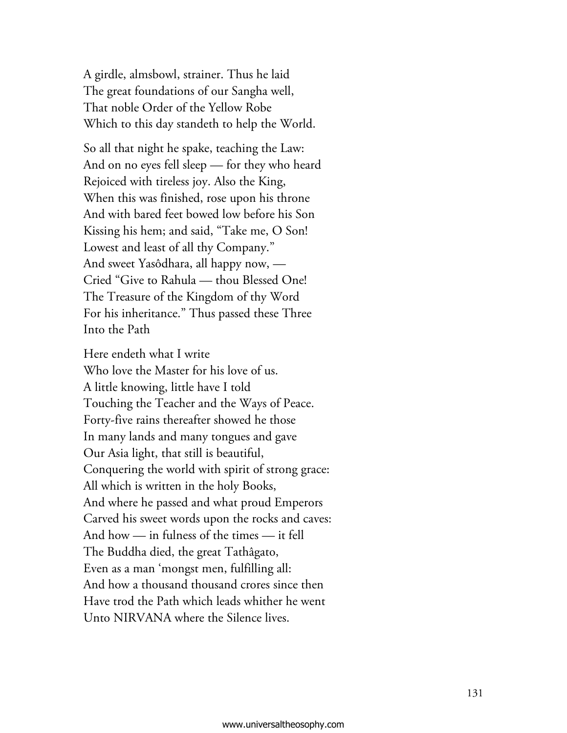A girdle, almsbowl, strainer. Thus he laid
The great foundations of our Sangha well,
That noble Order of the Yellow Robe
Which to this day standeth to help the World.

So all that night he spake, teaching the Law:
And on no eyes fell sleep — for they who heard
Rejoiced with tireless joy. Also the King,
When this was finished, rose upon his throne
And with bared feet bowed low before his Son
Kissing his hem; and said, "Take me, O Son!
Lowest and least of all thy Company."
And sweet Yasôdhara, all happy now, —
Cried "Give to Rahula — thou Blessed One!
The Treasure of the Kingdom of thy Word
For his inheritance." Thus passed these Three
Into the Path

Here endeth what I write
Who love the Master for his love of us.
A little knowing, little have I told
Touching the Teacher and the Ways of Peace.
Forty-five rains thereafter showed he those
In many lands and many tongues and gave
Our Asia light, that still is beautiful,
Conquering the world with spirit of strong grace:
All which is written in the holy Books,
And where he passed and what proud Emperors
Carved his sweet words upon the rocks and caves:
And how — in fulness of the times — it fell
The Buddha died, the great Tathâgato,
Even as a man 'mongst men, fulfilling all:
And how a thousand thousand crores since then
Have trod the Path which leads whither he went
Unto NIRVANA where the Silence lives.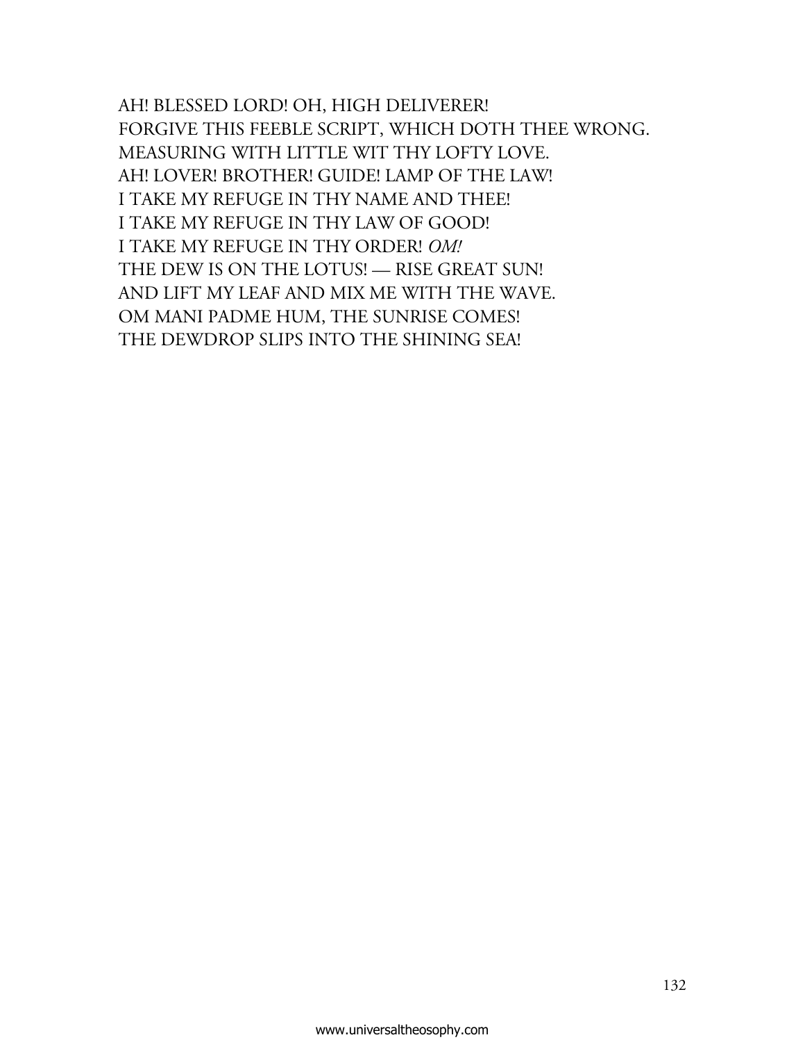AH! BLESSED LORD! OH, HIGH DELIVERER!  
FORGIVE THIS FEEBLE SCRIPT, WHICH DOTH THEE WRONG.  
MEASURING WITH LITTLE WIT THY LOFTY LOVE.  
AH! LOVER! BROTHER! GUIDE! LAMP OF THE LAW!  
I TAKE MY REFUGE IN THY NAME AND THEE!  
I TAKE MY REFUGE IN THY LAW OF GOOD!  
I TAKE MY REFUGE IN THY ORDER! *OM!*  
THE DEW IS ON THE LOTUS! — RISE GREAT SUN!  
AND LIFT MY LEAF AND MIX ME WITH THE WAVE.  
OM MANI PADME HUM, THE SUNRISE COMES!  
THE DEWDROP SLIPS INTO THE SHINING SEA!